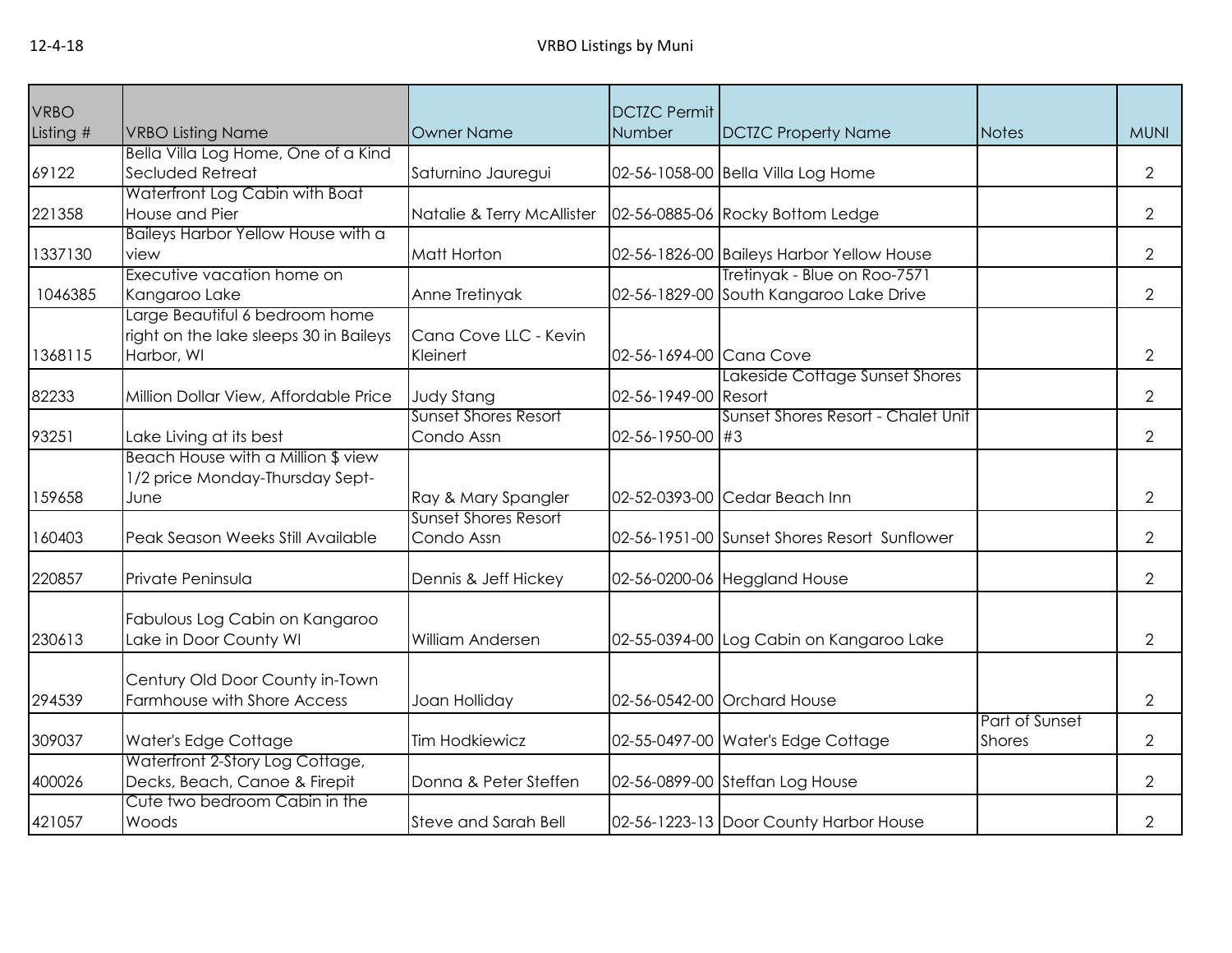12-4-18

# VRBO Listings by Muni

| VRBO Listing # | VRBO Listing Name | Owner Name | DCTZC Permit Number | DCTZC Property Name | Notes | MUNI |
|---|---|---|---|---|---|---|
| 69122 | Bella Villa Log Home, One of a Kind Secluded Retreat | Saturnino Jauregui | 02-56-1058-00 | Bella Villa Log Home | | 2 |
| 221358 | Waterfront Log Cabin with Boat House and Pier | Natalie & Terry McAllister | 02-56-0885-06 | Rocky Bottom Ledge | | 2 |
| 1337130 | Baileys Harbor Yellow House with a view | Matt Horton | 02-56-1826-00 | Baileys Harbor Yellow House | | 2 |
| 1046385 | Executive vacation home on Kangaroo Lake | Anne Tretinyak | 02-56-1829-00 | Tretinyak - Blue on Roo-7571 South Kangaroo Lake Drive | | 2 |
| 1368115 | Large Beautiful 6 bedroom home right on the lake sleeps 30 in Baileys Harbor, WI | Cana Cove LLC - Kevin Kleinert | 02-56-1694-00 | Cana Cove | | 2 |
| 82233 | Million Dollar View, Affordable Price | Judy Stang | 02-56-1949-00 | Lakeside Cottage Sunset Shores Resort | | 2 |
| 93251 | Lake Living at its best | Sunset Shores Resort Condo Assn | 02-56-1950-00 | Sunset Shores Resort - Chalet Unit #3 | | 2 |
| 159658 | Beach House with a Million $ view 1/2 price Monday-Thursday Sept-June | Ray & Mary Spangler | 02-52-0393-00 | Cedar Beach Inn | | 2 |
| 160403 | Peak Season Weeks Still Available | Sunset Shores Resort Condo Assn | 02-56-1951-00 | Sunset Shores Resort Sunflower | | 2 |
| 220857 | Private Peninsula | Dennis & Jeff Hickey | 02-56-0200-06 | Heggland House | | 2 |
| 230613 | Fabulous Log Cabin on Kangaroo Lake in Door County WI | William Andersen | 02-55-0394-00 | Log Cabin on Kangaroo Lake | | 2 |
| 294539 | Century Old Door County in-Town Farmhouse with Shore Access | Joan Holliday | 02-56-0542-00 | Orchard House | | 2 |
| 309037 | Water's Edge Cottage | Tim Hodkiewicz | 02-55-0497-00 | Water's Edge Cottage | Part of Sunset Shores | 2 |
| 400026 | Waterfront 2-Story Log Cottage, Decks, Beach, Canoe & Firepit | Donna & Peter Steffen | 02-56-0899-00 | Steffan Log House | | 2 |
| 421057 | Cute two bedroom Cabin in the Woods | Steve and Sarah Bell | 02-56-1223-13 | Door County Harbor House | | 2 |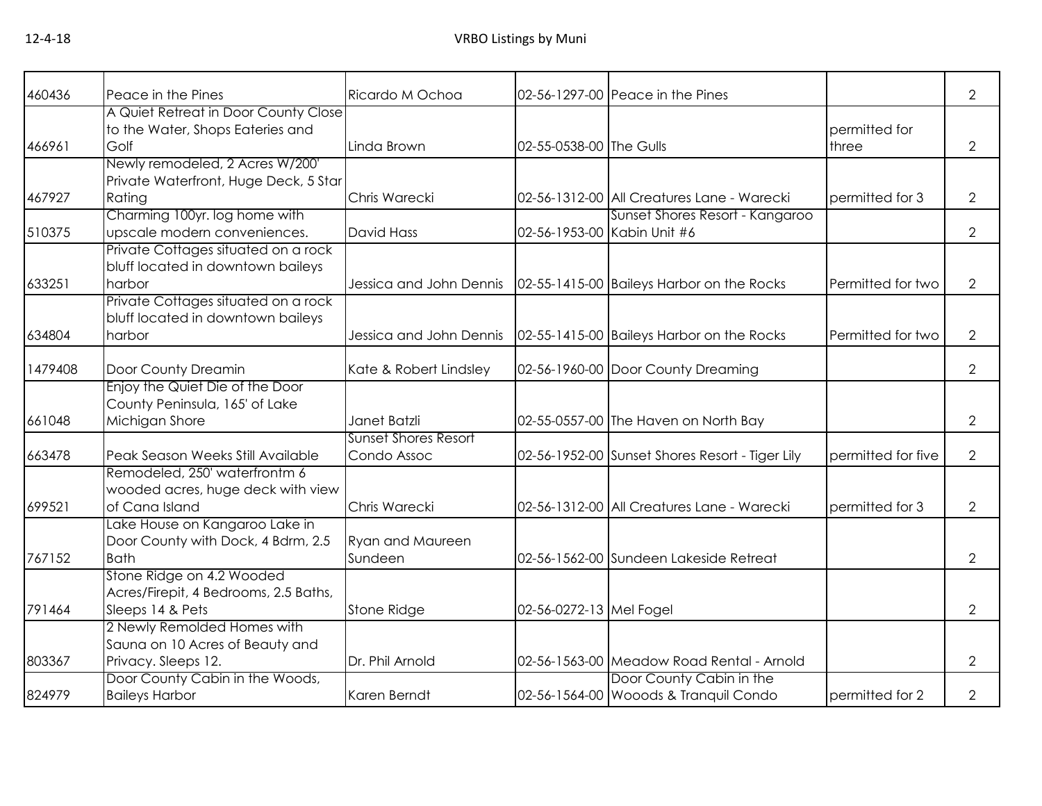| 460436 | Peace in the Pines | Ricardo M Ochoa | 02-56-1297-00 | Peace in the Pines | | 2 |
|---|---|---|---|---|---|---|
| 466961 | A Quiet Retreat in Door County Close to the Water, Shops Eateries and Golf | Linda Brown | 02-55-0538-00 | The Gulls | permitted for three | 2 |
| 467927 | Newly remodeled, 2 Acres W/200' Private Waterfront, Huge Deck, 5 Star Rating | Chris Warecki | 02-56-1312-00 | All Creatures Lane - Warecki | permitted for 3 | 2 |
| 510375 | Charming 100yr. log home with upscale modern conveniences. | David Hass | 02-56-1953-00 | Sunset Shores Resort - Kangaroo Kabin Unit #6 | | 2 |
| 633251 | Private Cottages situated on a rock bluff located in downtown baileys harbor | Jessica and John Dennis | 02-55-1415-00 | Baileys Harbor on the Rocks | Permitted for two | 2 |
| 634804 | Private Cottages situated on a rock bluff located in downtown baileys harbor | Jessica and John Dennis | 02-55-1415-00 | Baileys Harbor on the Rocks | Permitted for two | 2 |
| 1479408 | Door County Dreamin | Kate & Robert Lindsley | 02-56-1960-00 | Door County Dreaming | | 2 |
| 661048 | Enjoy the Quiet Die of the Door County Peninsula, 165' of Lake Michigan Shore | Janet Batzli | 02-55-0557-00 | The Haven on North Bay | | 2 |
| 663478 | Peak Season Weeks Still Available | Sunset Shores Resort Condo Assoc | 02-56-1952-00 | Sunset Shores Resort - Tiger Lily | permitted for five | 2 |
| 699521 | Remodeled, 250' waterfrontm 6 wooded acres, huge deck with view of Cana Island | Chris Warecki | 02-56-1312-00 | All Creatures Lane - Warecki | permitted for 3 | 2 |
| 767152 | Lake House on Kangaroo Lake in Door County with Dock, 4 Bdrm, 2.5 Bath | Ryan and Maureen Sundeen | 02-56-1562-00 | Sundeen Lakeside Retreat | | 2 |
| 791464 | Stone Ridge on 4.2 Wooded Acres/Firepit, 4 Bedrooms, 2.5 Baths, Sleeps 14 & Pets | Stone Ridge | 02-56-0272-13 | Mel Fogel | | 2 |
| 803367 | 2 Newly Remolded Homes with Sauna on 10 Acres of Beauty and Privacy. Sleeps 12. | Dr. Phil Arnold | 02-56-1563-00 | Meadow Road Rental - Arnold | | 2 |
| 824979 | Door County Cabin in the Woods, Baileys Harbor | Karen Berndt | 02-56-1564-00 | Door County Cabin in the Wooods & Tranquil Condo | permitted for 2 | 2 |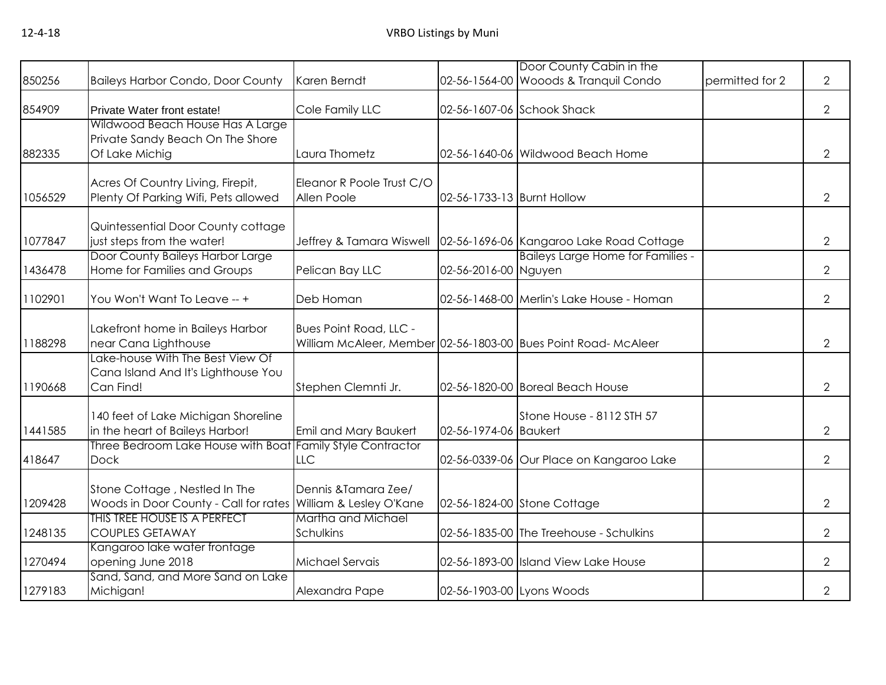| | | | | | | |
|---|---|---|---|---|---|---|
| 850256 | Baileys Harbor Condo, Door County | Karen Berndt | 02-56-1564-00 | Door County Cabin in the Wooods & Tranquil Condo | permitted for 2 | 2 |
| 854909 | Private Water front estate! | Cole Family LLC | 02-56-1607-06 | Schook Shack | | 2 |
| 882335 | Wildwood Beach House Has A Large Private Sandy Beach On The Shore Of Lake Michig | Laura Thometz | 02-56-1640-06 | Wildwood Beach Home | | 2 |
| 1056529 | Acres Of Country Living, Firepit, Plenty Of Parking Wifi, Pets allowed | Eleanor R Poole Trust C/O Allen Poole | 02-56-1733-13 | Burnt Hollow | | 2 |
| 1077847 | Quintessential Door County cottage just steps from the water! | Jeffrey & Tamara Wiswell | 02-56-1696-06 | Kangaroo Lake Road Cottage | | 2 |
| 1436478 | Door County Baileys Harbor Large Home for Families and Groups | Pelican Bay LLC | 02-56-2016-00 | Baileys Large Home for Families - Nguyen | | 2 |
| 1102901 | You Won't Want To Leave -- + | Deb Homan | 02-56-1468-00 | Merlin's Lake House - Homan | | 2 |
| 1188298 | Lakefront home in Baileys Harbor near Cana Lighthouse | Bues Point Road, LLC - William McAleer, Member | 02-56-1803-00 | Bues Point Road- McAleer | | 2 |
| 1190668 | Lake-house With The Best View Of Cana Island And It's Lighthouse You Can Find! | Stephen Clemnti Jr. | 02-56-1820-00 | Boreal Beach House | | 2 |
| 1441585 | 140 feet of Lake Michigan Shoreline in the heart of Baileys Harbor! | Emil and Mary Baukert | 02-56-1974-06 | Stone House - 8112 STH 57 Baukert | | 2 |
| 418647 | Three Bedroom Lake House with Boat Dock | Family Style Contractor LLC | 02-56-0339-06 | Our Place on Kangaroo Lake | | 2 |
| 1209428 | Stone Cottage , Nestled In The Woods in Door County - Call for rates | Dennis &Tamara Zee/ William & Lesley O'Kane | 02-56-1824-00 | Stone Cottage | | 2 |
| 1248135 | THIS TREE HOUSE IS A PERFECT COUPLES GETAWAY | Martha and Michael Schulkins | 02-56-1835-00 | The Treehouse - Schulkins | | 2 |
| 1270494 | Kangaroo lake water frontage opening June 2018 | Michael Servais | 02-56-1893-00 | Island View Lake House | | 2 |
| 1279183 | Sand, Sand, and More Sand on Lake Michigan! | Alexandra Pape | 02-56-1903-00 | Lyons Woods | | 2 |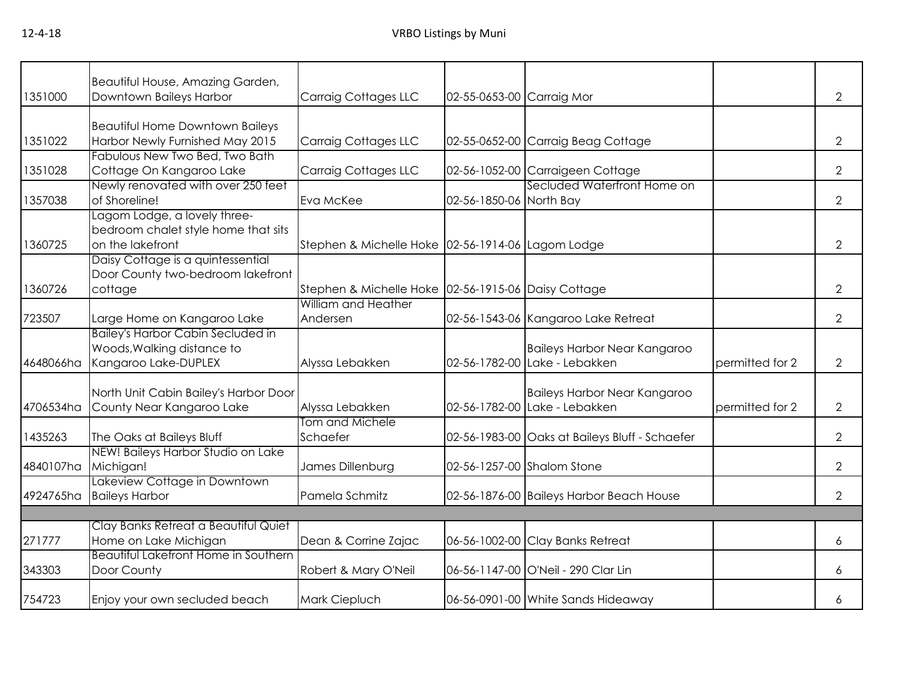| | | | | | | |
|---|---|---|---|---|---|---|
| 1351000 | Beautiful House, Amazing Garden, Downtown Baileys Harbor | Carraig Cottages LLC | 02-55-0653-00 | Carraig Mor | | 2 |
| 1351022 | Beautiful Home Downtown Baileys Harbor Newly Furnished May 2015 | Carraig Cottages LLC | 02-55-0652-00 | Carraig Beag Cottage | | 2 |
| 1351028 | Fabulous New Two Bed, Two Bath Cottage On Kangaroo Lake | Carraig Cottages LLC | 02-56-1052-00 | Carraigeen Cottage | | 2 |
| 1357038 | Newly renovated with over 250 feet of Shoreline! | Eva McKee | 02-56-1850-06 | Secluded Waterfront Home on North Bay | | 2 |
| 1360725 | Lagom Lodge, a lovely three-bedroom chalet style home that sits on the lakefront | Stephen & Michelle Hoke | 02-56-1914-06 | Lagom Lodge | | 2 |
| 1360726 | Daisy Cottage is a quintessential Door County two-bedroom lakefront cottage | Stephen & Michelle Hoke | 02-56-1915-06 | Daisy Cottage | | 2 |
| 723507 | Large Home on Kangaroo Lake | William and Heather Andersen | 02-56-1543-06 | Kangaroo Lake Retreat | | 2 |
| 4648066ha | Bailey's Harbor Cabin Secluded in Woods,Walking distance to Kangaroo Lake-DUPLEX | Alyssa Lebakken | 02-56-1782-00 | Baileys Harbor Near Kangaroo Lake - Lebakken | permitted for 2 | 2 |
| 4706534ha | North Unit Cabin Bailey's Harbor Door County Near Kangaroo Lake | Alyssa Lebakken | 02-56-1782-00 | Baileys Harbor Near Kangaroo Lake - Lebakken | permitted for 2 | 2 |
| 1435263 | The Oaks at Baileys Bluff | Tom and Michele Schaefer | 02-56-1983-00 | Oaks at Baileys Bluff - Schaefer | | 2 |
| 4840107ha | NEW! Baileys Harbor Studio on Lake Michigan! | James Dillenburg | 02-56-1257-00 | Shalom Stone | | 2 |
| 4924765ha | Lakeview Cottage in Downtown Baileys Harbor | Pamela Schmitz | 02-56-1876-00 | Baileys Harbor Beach House | | 2 |
| | | | | | | |
| 271777 | Clay Banks Retreat a Beautiful Quiet Home on Lake Michigan | Dean & Corrine Zajac | 06-56-1002-00 | Clay Banks Retreat | | 6 |
| 343303 | Beautiful Lakefront Home in Southern Door County | Robert & Mary O'Neil | 06-56-1147-00 | O'Neil - 290 Clar Lin | | 6 |
| 754723 | Enjoy your own secluded beach | Mark Ciepluch | 06-56-0901-00 | White Sands Hideaway | | 6 |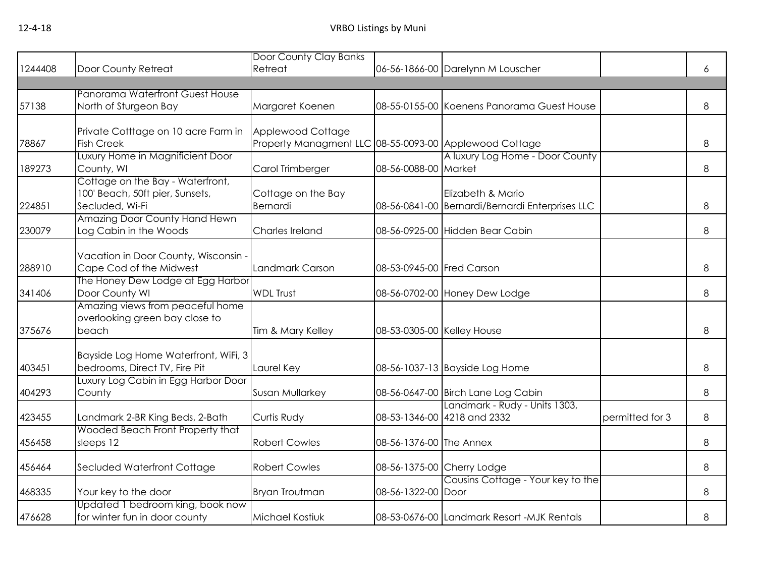| | | | | | | |
|---|---|---|---|---|---|---|
| 1244408 | Door County Retreat | Door County Clay Banks Retreat | 06-56-1866-00 | Darelynn M Louscher | | 6 |
| | | | | | | |
| 57138 | Panorama Waterfront Guest House North of Sturgeon Bay | Margaret Koenen | 08-55-0155-00 | Koenens Panorama Guest House | | 8 |
| 78867 | Private Cotttage on 10 acre Farm in Fish Creek | Applewood Cottage Property Managment LLC | 08-55-0093-00 | Applewood Cottage | | 8 |
| 189273 | Luxury Home in Magnificient Door County, WI | Carol Trimberger | 08-56-0088-00 | A luxury Log Home - Door County Market | | 8 |
| 224851 | Cottage on the Bay - Waterfront, 100' Beach, 50ft pier, Sunsets, Secluded, Wi-Fi | Cottage on the Bay Bernardi | 08-56-0841-00 | Elizabeth & Mario Bernardi/Bernardi Enterprises LLC | | 8 |
| 230079 | Amazing Door County Hand Hewn Log Cabin in the Woods | Charles Ireland | 08-56-0925-00 | Hidden Bear Cabin | | 8 |
| 288910 | Vacation in Door County, Wisconsin - Cape Cod of the Midwest | Landmark Carson | 08-53-0945-00 | Fred Carson | | 8 |
| 341406 | The Honey Dew Lodge at Egg Harbor Door County WI | WDL Trust | 08-56-0702-00 | Honey Dew Lodge | | 8 |
| 375676 | Amazing views from peaceful home overlooking green bay close to beach | Tim & Mary Kelley | 08-53-0305-00 | Kelley House | | 8 |
| 403451 | Bayside Log Home Waterfront, WiFi, 3 bedrooms, Direct TV, Fire Pit | Laurel Key | 08-56-1037-13 | Bayside Log Home | | 8 |
| 404293 | Luxury Log Cabin in Egg Harbor Door County | Susan Mullarkey | 08-56-0647-00 | Birch Lane Log Cabin | | 8 |
| 423455 | Landmark 2-BR King Beds, 2-Bath | Curtis Rudy | 08-53-1346-00 | Landmark - Rudy - Units 1303, 4218 and 2332 | permitted for 3 | 8 |
| 456458 | Wooded Beach Front Property that sleeps 12 | Robert Cowles | 08-56-1376-00 | The Annex | | 8 |
| 456464 | Secluded Waterfront Cottage | Robert Cowles | 08-56-1375-00 | Cherry Lodge | | 8 |
| 468335 | Your key to the door | Bryan Troutman | 08-56-1322-00 | Cousins Cottage - Your key to the Door | | 8 |
| 476628 | Updated 1 bedroom king, book now for winter fun in door county | Michael Kostiuk | 08-53-0676-00 | Landmark Resort -MJK Rentals | | 8 |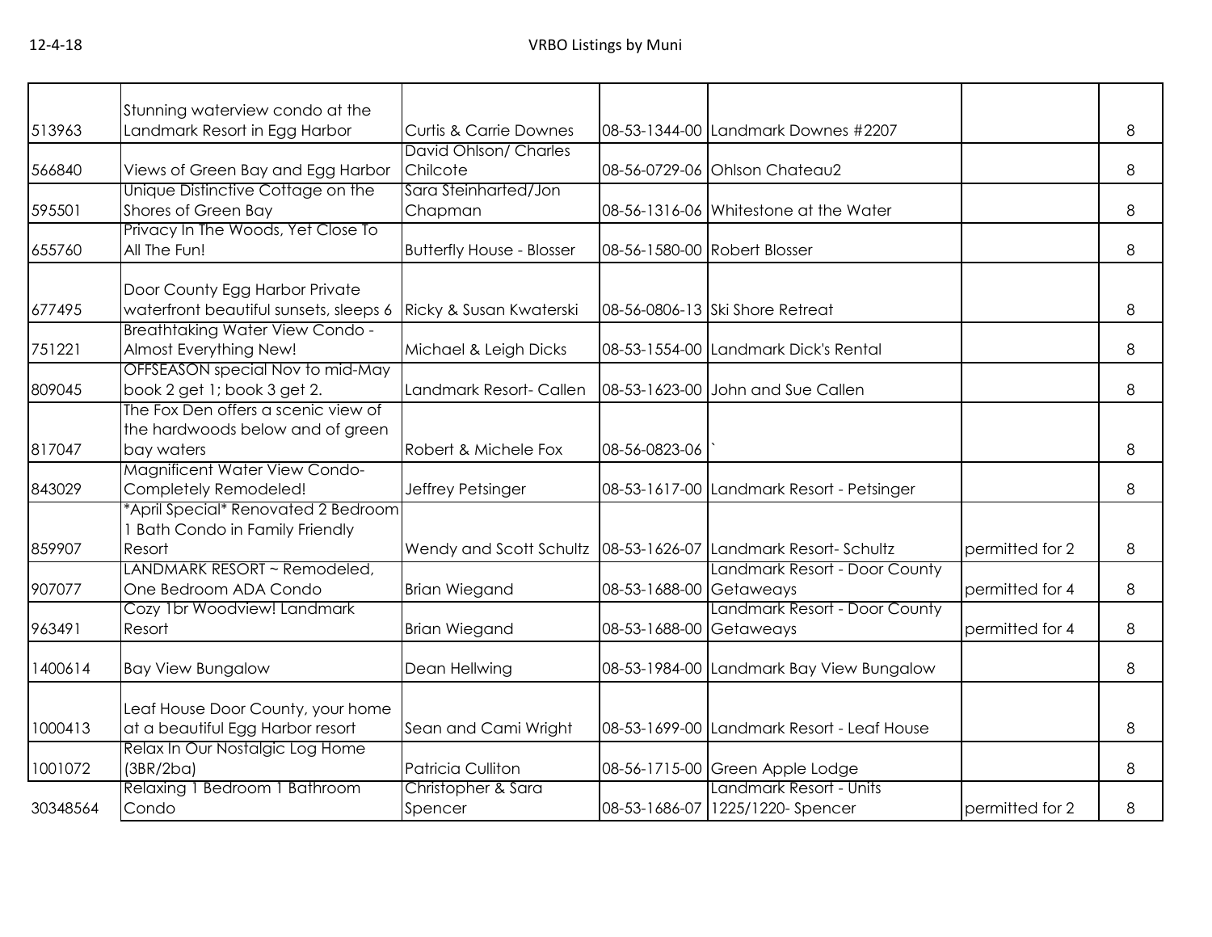| | | | | | | |
|---|---|---|---|---|---|---|
| 513963 | Stunning waterview condo at the Landmark Resort in Egg Harbor | Curtis & Carrie Downes | 08-53-1344-00 | Landmark Downes #2207 | | 8 |
| 566840 | Views of Green Bay and Egg Harbor | David Ohlson/ Charles Chilcote | 08-56-0729-06 | Ohlson Chateau2 | | 8 |
| 595501 | Unique Distinctive Cottage on the Shores of Green Bay | Sara Steinharted/Jon Chapman | 08-56-1316-06 | Whitestone at the Water | | 8 |
| 655760 | Privacy In The Woods, Yet Close To All The Fun! | Butterfly House - Blosser | 08-56-1580-00 | Robert Blosser | | 8 |
| 677495 | Door County Egg Harbor Private waterfront beautiful sunsets, sleeps 6 | Ricky & Susan Kwaterski | 08-56-0806-13 | Ski Shore Retreat | | 8 |
| 751221 | Breathtaking Water View Condo - Almost Everything New! | Michael & Leigh Dicks | 08-53-1554-00 | Landmark Dick's Rental | | 8 |
| 809045 | OFFSEASON special Nov to mid-May book 2 get 1; book 3 get 2. | Landmark Resort- Callen | 08-53-1623-00 | John and Sue Callen | | 8 |
| 817047 | The Fox Den offers a scenic view of the hardwoods below and of green bay waters | Robert & Michele Fox | 08-56-0823-06 | ` | | 8 |
| 843029 | Magnificent Water View Condo- Completely Remodeled! | Jeffrey Petsinger | 08-53-1617-00 | Landmark Resort - Petsinger | | 8 |
| 859907 | *April Special* Renovated 2 Bedroom 1 Bath Condo in Family Friendly Resort | Wendy and Scott Schultz | 08-53-1626-07 | Landmark Resort- Schultz | permitted for 2 | 8 |
| 907077 | LANDMARK RESORT ~ Remodeled, One Bedroom ADA Condo | Brian Wiegand | 08-53-1688-00 | Landmark Resort - Door County Getaways | permitted for 4 | 8 |
| 963491 | Cozy 1br Woodview! Landmark Resort | Brian Wiegand | 08-53-1688-00 | Landmark Resort - Door County Getaways | permitted for 4 | 8 |
| 1400614 | Bay View Bungalow | Dean Hellwing | 08-53-1984-00 | Landmark Bay View Bungalow | | 8 |
| 1000413 | Leaf House Door County, your home at a beautiful Egg Harbor resort | Sean and Cami Wright | 08-53-1699-00 | Landmark Resort - Leaf House | | 8 |
| 1001072 | Relax In Our Nostalgic Log Home (3BR/2ba) | Patricia Culliton | 08-56-1715-00 | Green Apple Lodge | | 8 |
| 30348564 | Relaxing 1 Bedroom 1 Bathroom Condo | Christopher & Sara Spencer | 08-53-1686-07 | Landmark Resort - Units 1225/1220- Spencer | permitted for 2 | 8 |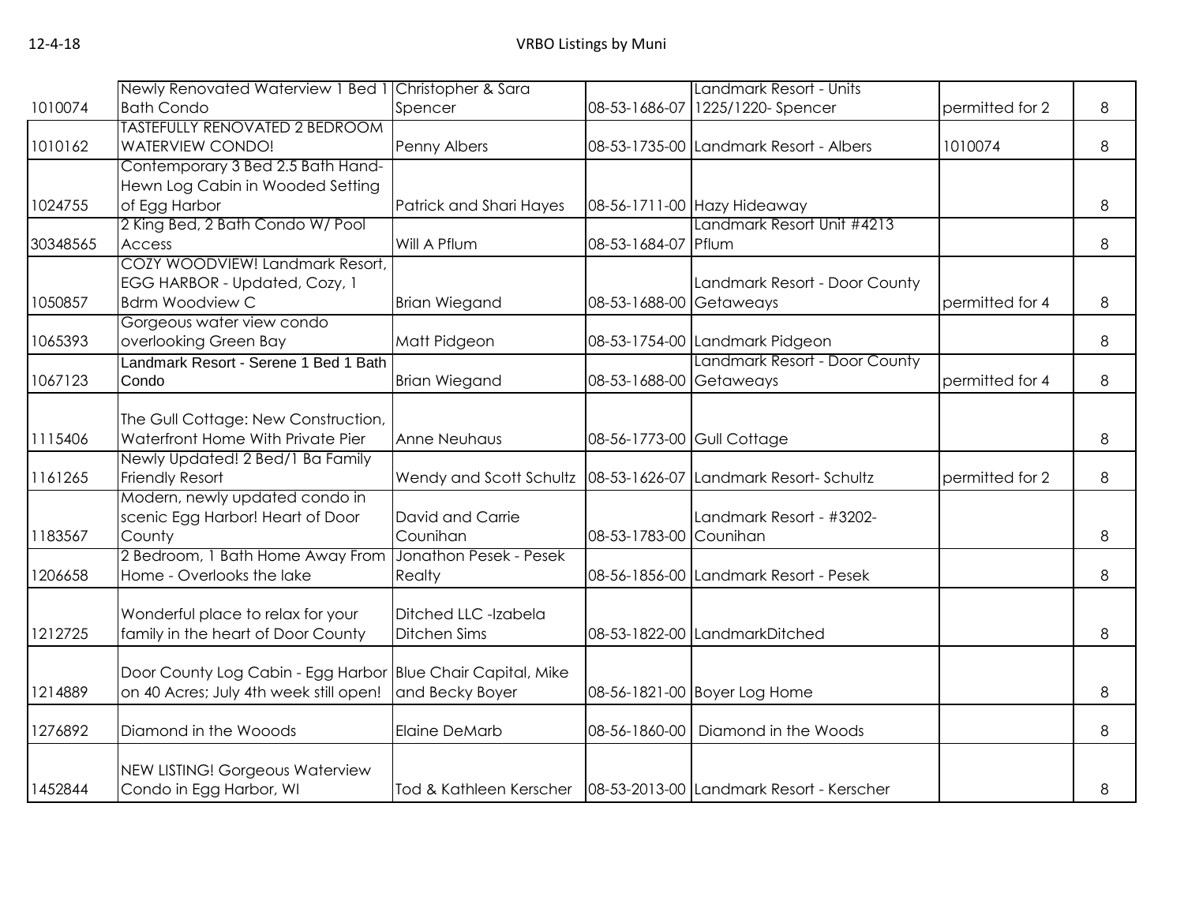| | | | | | | |
|---|---|---|---|---|---|---|
| 1010074 | Newly Renovated Waterview 1 Bed 1 Bath Condo | Christopher & Sara Spencer | 08-53-1686-07 | Landmark Resort - Units 1225/1220- Spencer | permitted for 2 | 8 |
| 1010162 | TASTEFULLY RENOVATED 2 BEDROOM WATERVIEW CONDO! | Penny Albers | 08-53-1735-00 | Landmark Resort - Albers | 1010074 | 8 |
| 1024755 | Contemporary 3 Bed 2.5 Bath Hand-Hewn Log Cabin in Wooded Setting of Egg Harbor | Patrick and Shari Hayes | 08-56-1711-00 | Hazy Hideaway | | 8 |
| 30348565 | 2 King Bed, 2 Bath Condo W/ Pool Access | Will A Pflum | 08-53-1684-07 | Landmark Resort Unit #4213 Pflum | | 8 |
| 1050857 | COZY WOODVIEW! Landmark Resort, EGG HARBOR - Updated, Cozy, 1 Bdrm Woodview C | Brian Wiegand | 08-53-1688-00 | Landmark Resort - Door County Getaweays | permitted for 4 | 8 |
| 1065393 | Gorgeous water view condo overlooking Green Bay | Matt Pidgeon | 08-53-1754-00 | Landmark Pidgeon | | 8 |
| 1067123 | Landmark Resort - Serene 1 Bed 1 Bath Condo | Brian Wiegand | 08-53-1688-00 | Landmark Resort - Door County Getaweays | permitted for 4 | 8 |
| 1115406 | The Gull Cottage: New Construction, Waterfront Home With Private Pier | Anne Neuhaus | 08-56-1773-00 | Gull Cottage | | 8 |
| 1161265 | Newly Updated! 2 Bed/1 Ba Family Friendly Resort | Wendy and Scott Schultz | 08-53-1626-07 | Landmark Resort- Schultz | permitted for 2 | 8 |
| 1183567 | Modern, newly updated condo in scenic Egg Harbor! Heart of Door County | David and Carrie Counihan | 08-53-1783-00 | Landmark Resort - #3202- Counihan | | 8 |
| 1206658 | 2 Bedroom, 1 Bath Home Away From Home - Overlooks the lake | Jonathon Pesek - Pesek Realty | 08-56-1856-00 | Landmark Resort - Pesek | | 8 |
| 1212725 | Wonderful place to relax for your family in the heart of Door County | Ditched LLC -Izabela Ditchen Sims | 08-53-1822-00 | LandmarkDitched | | 8 |
| 1214889 | Door County Log Cabin - Egg Harbor on 40 Acres; July 4th week still open! | Blue Chair Capital, Mike and Becky Boyer | 08-56-1821-00 | Boyer Log Home | | 8 |
| 1276892 | Diamond in the Wooods | Elaine DeMarb | 08-56-1860-00 | Diamond in the Woods | | 8 |
| 1452844 | NEW LISTING! Gorgeous Waterview Condo in Egg Harbor, WI | Tod & Kathleen Kerscher | 08-53-2013-00 | Landmark Resort - Kerscher | | 8 |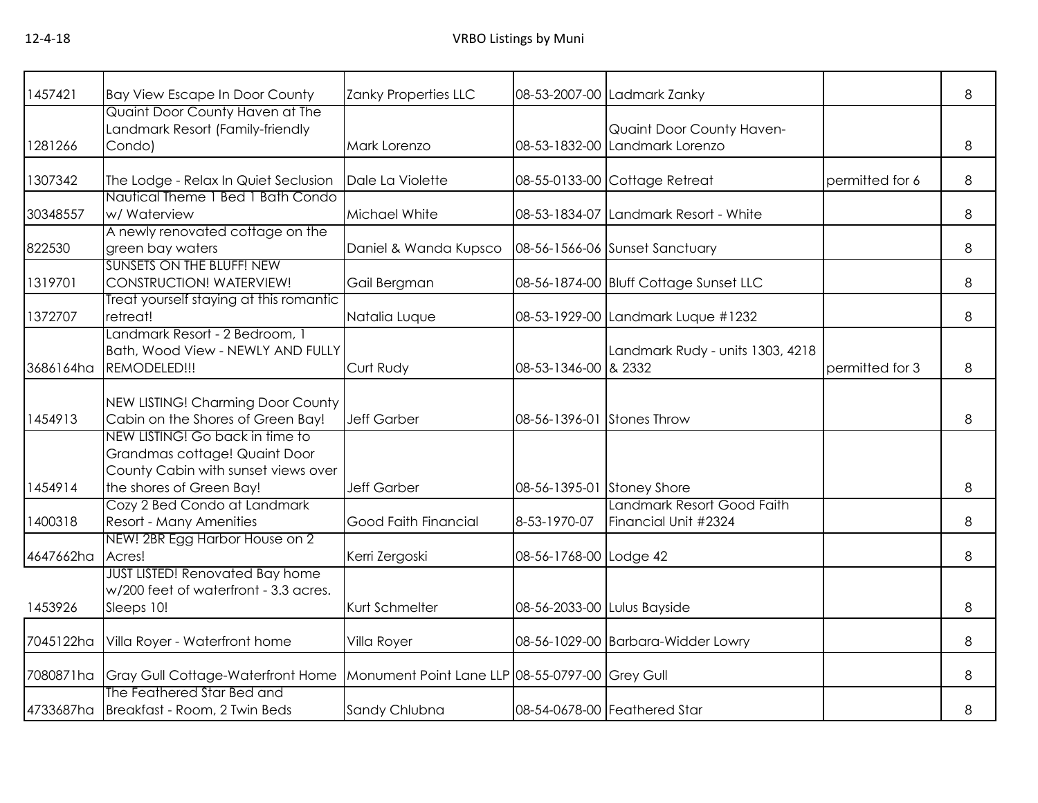| | | | | | | |
|---|---|---|---|---|---|---|
| 1457421 | Bay View Escape In Door County | Zanky Properties LLC | 08-53-2007-00 | Ladmark Zanky | | 8 |
| 1281266 | Quaint Door County Haven at The Landmark Resort (Family-friendly Condo) | Mark Lorenzo | 08-53-1832-00 | Quaint Door County Haven-Landmark Lorenzo | | 8 |
| 1307342 | The Lodge - Relax In Quiet Seclusion | Dale La Violette | 08-55-0133-00 | Cottage Retreat | permitted for 6 | 8 |
| 30348557 | Nautical Theme 1 Bed 1 Bath Condo w/ Waterview | Michael White | 08-53-1834-07 | Landmark Resort - White | | 8 |
| 822530 | A newly renovated cottage on the green bay waters | Daniel & Wanda Kupsco | 08-56-1566-06 | Sunset Sanctuary | | 8 |
| 1319701 | SUNSETS ON THE BLUFF! NEW CONSTRUCTION! WATERVIEW! | Gail Bergman | 08-56-1874-00 | Bluff Cottage Sunset LLC | | 8 |
| 1372707 | Treat yourself staying at this romantic retreat! | Natalia Luque | 08-53-1929-00 | Landmark Luque #1232 | | 8 |
| 3686164ha | Landmark Resort - 2 Bedroom, 1 Bath, Wood View - NEWLY AND FULLY REMODELED!!! | Curt Rudy | 08-53-1346-00 | Landmark Rudy - units 1303, 4218 & 2332 | permitted for 3 | 8 |
| 1454913 | NEW LISTING! Charming Door County Cabin on the Shores of Green Bay! | Jeff Garber | 08-56-1396-01 | Stones Throw | | 8 |
| 1454914 | NEW LISTING! Go back in time to Grandmas cottage! Quaint Door County Cabin with sunset views over the shores of Green Bay! | Jeff Garber | 08-56-1395-01 | Stoney Shore | | 8 |
| 1400318 | Cozy 2 Bed Condo at Landmark Resort - Many Amenities | Good Faith Financial | 8-53-1970-07 | Landmark Resort Good Faith Financial Unit #2324 | | 8 |
| 4647662ha | NEW! 2BR Egg Harbor House on 2 Acres! | Kerri Zergoski | 08-56-1768-00 | Lodge 42 | | 8 |
| 1453926 | JUST LISTED! Renovated Bay home w/200 feet of waterfront - 3.3 acres. Sleeps 10! | Kurt Schmelter | 08-56-2033-00 | Lulus Bayside | | 8 |
| 7045122ha | Villa Royer - Waterfront home | Villa Royer | 08-56-1029-00 | Barbara-Widder Lowry | | 8 |
| 7080871ha | Gray Gull Cottage-Waterfront Home | Monument Point Lane LLP | 08-55-0797-00 | Grey Gull | | 8 |
| 4733687ha | The Feathered Star Bed and Breakfast - Room, 2 Twin Beds | Sandy Chlubna | 08-54-0678-00 | Feathered Star | | 8 |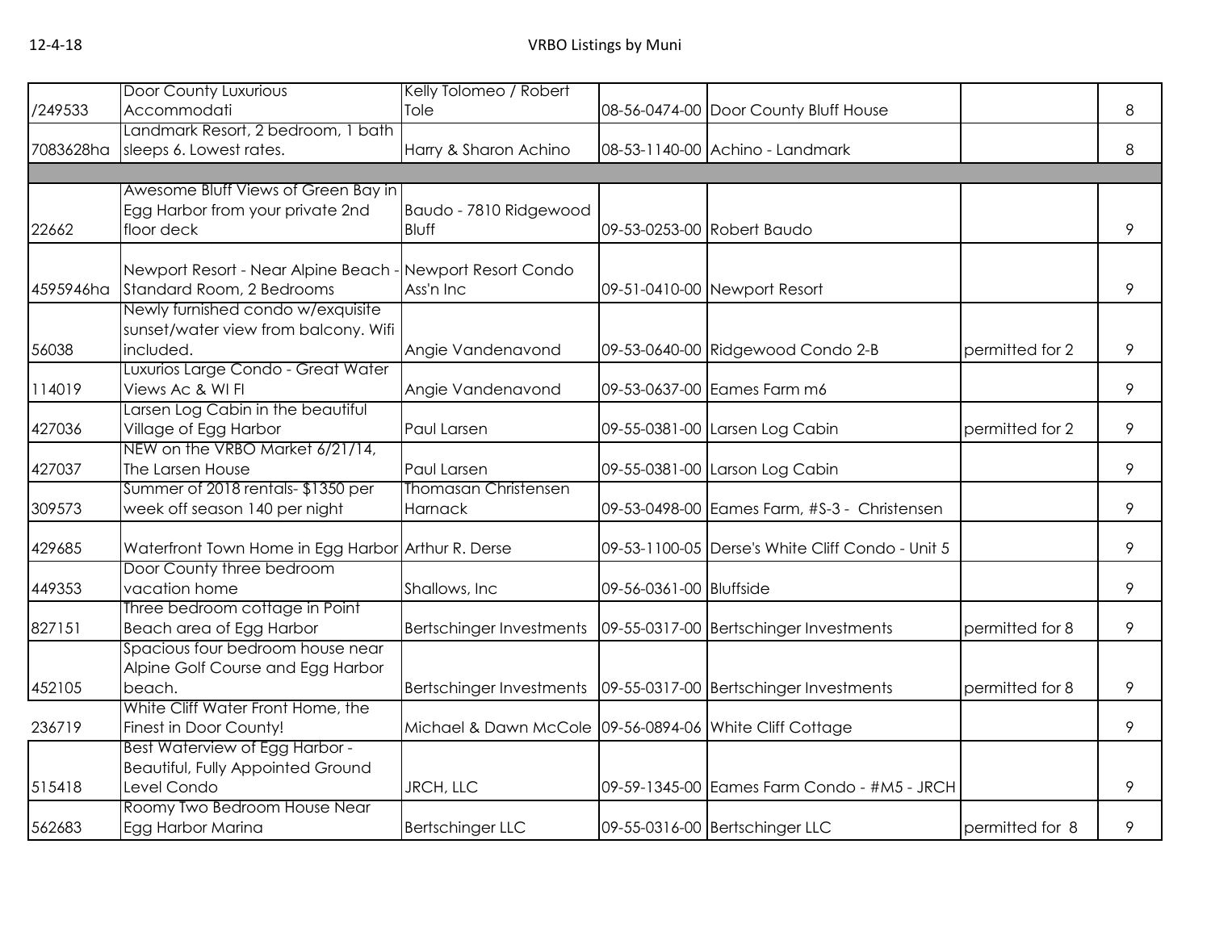| | | | | | | |
|---|---|---|---|---|---|---|
| /249533 | Door County Luxurious Accommodati | Kelly Tolomeo / Robert Tole | 08-56-0474-00 | Door County Bluff House | | 8 |
| 7083628ha | Landmark Resort, 2 bedroom, 1 bath sleeps 6. Lowest rates. | Harry & Sharon Achino | 08-53-1140-00 | Achino - Landmark | | 8 |
| | | | | | | |
| 22662 | Awesome Bluff Views of Green Bay in Egg Harbor from your private 2nd floor deck | Baudo - 7810 Ridgewood Bluff | 09-53-0253-00 | Robert Baudo | | 9 |
| 4595946ha | Newport Resort - Near Alpine Beach - Standard Room, 2 Bedrooms | Newport Resort Condo Ass'n Inc | 09-51-0410-00 | Newport Resort | | 9 |
| 56038 | Newly furnished condo w/exquisite sunset/water view from balcony. Wifi included. | Angie Vandenavond | 09-53-0640-00 | Ridgewood Condo 2-B | permitted for 2 | 9 |
| 114019 | Luxurios Large Condo - Great Water Views Ac & WI FI | Angie Vandenavond | 09-53-0637-00 | Eames Farm m6 | | 9 |
| 427036 | Larsen Log Cabin in the beautiful Village of Egg Harbor | Paul Larsen | 09-55-0381-00 | Larsen Log Cabin | permitted for 2 | 9 |
| 427037 | NEW on the VRBO Market 6/21/14, The Larsen House | Paul Larsen | 09-55-0381-00 | Larson Log Cabin | | 9 |
| 309573 | Summer of 2018 rentals- $1350 per week off season 140 per night | Thomasan Christensen Harnack | 09-53-0498-00 | Eames Farm, #S-3 - Christensen | | 9 |
| 429685 | Waterfront Town Home in Egg Harbor | Arthur R. Derse | 09-53-1100-05 | Derse's White Cliff Condo - Unit 5 | | 9 |
| 449353 | Door County three bedroom vacation home | Shallows, Inc | 09-56-0361-00 | Bluffside | | 9 |
| 827151 | Three bedroom cottage in Point Beach area of Egg Harbor | Bertschinger Investments | 09-55-0317-00 | Bertschinger Investments | permitted for 8 | 9 |
| 452105 | Spacious four bedroom house near Alpine Golf Course and Egg Harbor beach. | Bertschinger Investments | 09-55-0317-00 | Bertschinger Investments | permitted for 8 | 9 |
| 236719 | White Cliff Water Front Home, the Finest in Door County! | Michael & Dawn McCole | 09-56-0894-06 | White Cliff Cottage | | 9 |
| 515418 | Best Waterview of Egg Harbor - Beautiful, Fully Appointed Ground Level Condo | JRCH, LLC | 09-59-1345-00 | Eames Farm Condo - #M5 - JRCH | | 9 |
| 562683 | Roomy Two Bedroom House Near Egg Harbor Marina | Bertschinger LLC | 09-55-0316-00 | Bertschinger LLC | permitted for 8 | 9 |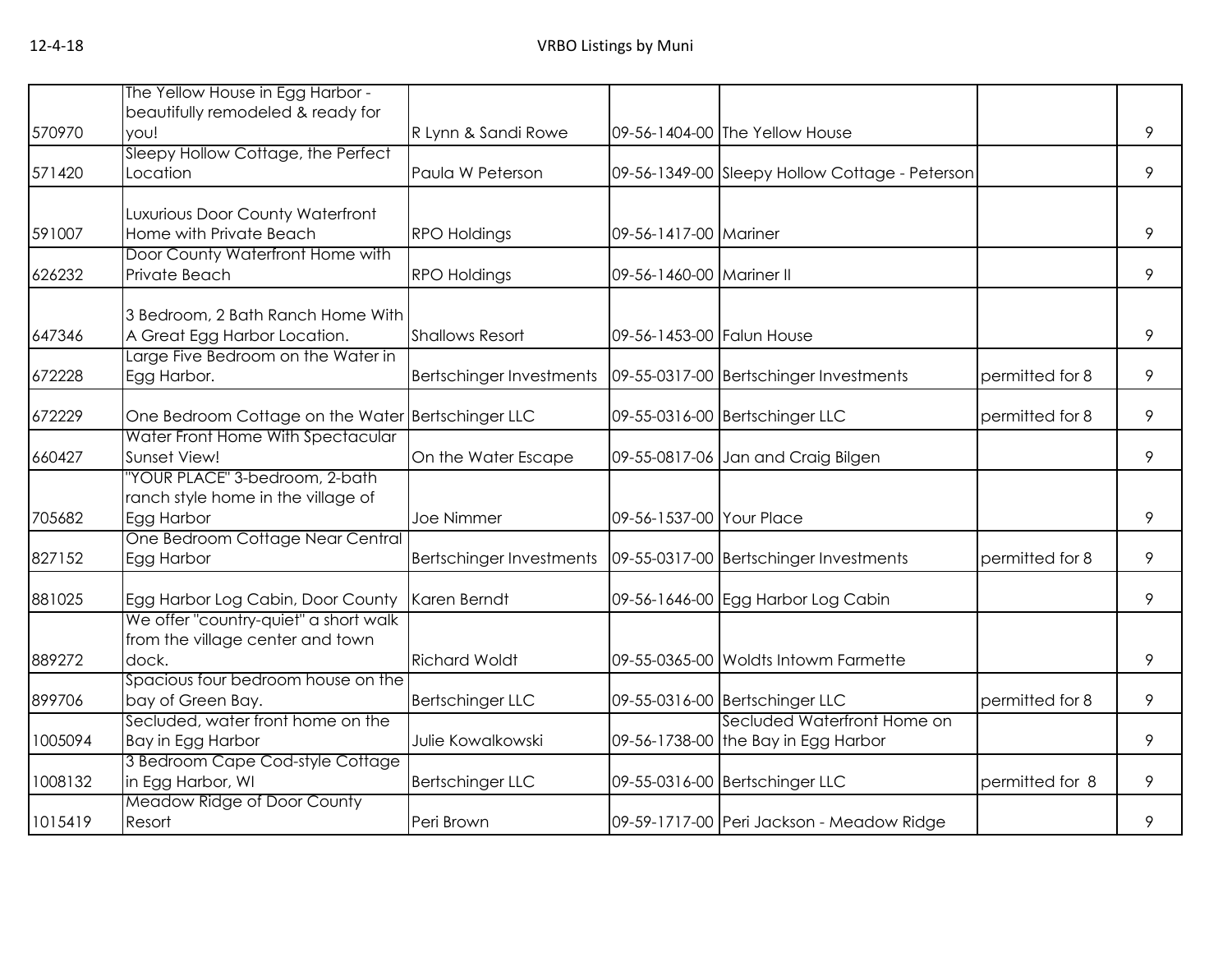| | | | | | | |
|---|---|---|---|---|---|---|
| 570970 | The Yellow House in Egg Harbor - beautifully remodeled & ready for you! | R Lynn & Sandi Rowe | 09-56-1404-00 | The Yellow House | | 9 |
| 571420 | Sleepy Hollow Cottage, the Perfect Location | Paula W Peterson | 09-56-1349-00 | Sleepy Hollow Cottage - Peterson | | 9 |
| 591007 | Luxurious Door County Waterfront Home with Private Beach | RPO Holdings | 09-56-1417-00 | Mariner | | 9 |
| 626232 | Door County Waterfront Home with Private Beach | RPO Holdings | 09-56-1460-00 | Mariner II | | 9 |
| 647346 | 3 Bedroom, 2 Bath Ranch Home With A Great Egg Harbor Location. | Shallows Resort | 09-56-1453-00 | Falun House | | 9 |
| 672228 | Large Five Bedroom on the Water in Egg Harbor. | Bertschinger Investments | 09-55-0317-00 | Bertschinger Investments | permitted for 8 | 9 |
| 672229 | One Bedroom Cottage on the Water | Bertschinger LLC | 09-55-0316-00 | Bertschinger LLC | permitted for 8 | 9 |
| 660427 | Water Front Home With Spectacular Sunset View! | On the Water Escape | 09-55-0817-06 | Jan and Craig Bilgen | | 9 |
| 705682 | "YOUR PLACE" 3-bedroom, 2-bath ranch style home in the village of Egg Harbor | Joe Nimmer | 09-56-1537-00 | Your Place | | 9 |
| 827152 | One Bedroom Cottage Near Central Egg Harbor | Bertschinger Investments | 09-55-0317-00 | Bertschinger Investments | permitted for 8 | 9 |
| 881025 | Egg Harbor Log Cabin, Door County | Karen Berndt | 09-56-1646-00 | Egg Harbor Log Cabin | | 9 |
| 889272 | We offer "country-quiet" a short walk from the village center and town dock. | Richard Woldt | 09-55-0365-00 | Woldts Intowm Farmette | | 9 |
| 899706 | Spacious four bedroom house on the bay of Green Bay. | Bertschinger LLC | 09-55-0316-00 | Bertschinger LLC | permitted for 8 | 9 |
| 1005094 | Secluded, water front home on the Bay in Egg Harbor | Julie Kowalkowski | 09-56-1738-00 | Secluded Waterfront Home on the Bay in Egg Harbor | | 9 |
| 1008132 | 3 Bedroom Cape Cod-style Cottage in Egg Harbor, WI | Bertschinger LLC | 09-55-0316-00 | Bertschinger LLC | permitted for 8 | 9 |
| 1015419 | Meadow Ridge of Door County Resort | Peri Brown | 09-59-1717-00 | Peri Jackson - Meadow Ridge | | 9 |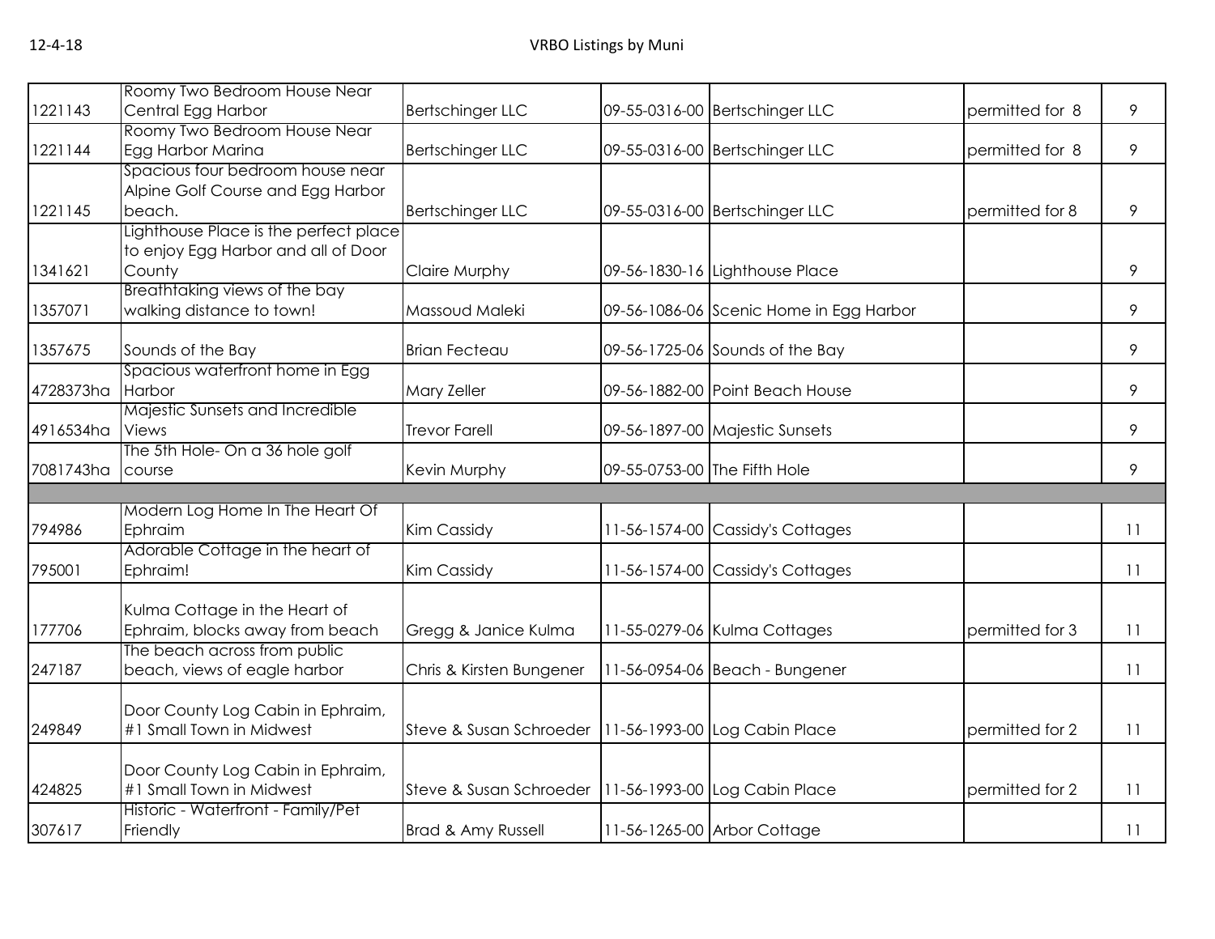| | | | | | | |
|---|---|---|---|---|---|---|
| 1221143 | Roomy Two Bedroom House Near Central Egg Harbor | Bertschinger LLC | 09-55-0316-00 | Bertschinger LLC | permitted for 8 | 9 |
| 1221144 | Roomy Two Bedroom House Near Egg Harbor Marina | Bertschinger LLC | 09-55-0316-00 | Bertschinger LLC | permitted for 8 | 9 |
| 1221145 | Spacious four bedroom house near Alpine Golf Course and Egg Harbor beach. | Bertschinger LLC | 09-55-0316-00 | Bertschinger LLC | permitted for 8 | 9 |
| 1341621 | Lighthouse Place is the perfect place to enjoy Egg Harbor and all of Door County | Claire Murphy | 09-56-1830-16 | Lighthouse Place | | 9 |
| 1357071 | Breathtaking views of the bay walking distance to town! | Massoud Maleki | 09-56-1086-06 | Scenic Home in Egg Harbor | | 9 |
| 1357675 | Sounds of the Bay | Brian Fecteau | 09-56-1725-06 | Sounds of the Bay | | 9 |
| 4728373ha | Spacious waterfront home in Egg Harbor | Mary Zeller | 09-56-1882-00 | Point Beach House | | 9 |
| 4916534ha | Majestic Sunsets and Incredible Views | Trevor Farell | 09-56-1897-00 | Majestic Sunsets | | 9 |
| 7081743ha | The 5th Hole- On a 36 hole golf course | Kevin Murphy | 09-55-0753-00 | The Fifth Hole | | 9 |
| | | | | | | |
| 794986 | Modern Log Home In The Heart Of Ephraim | Kim Cassidy | 11-56-1574-00 | Cassidy's Cottages | | 11 |
| 795001 | Adorable Cottage in the heart of Ephraim! | Kim Cassidy | 11-56-1574-00 | Cassidy's Cottages | | 11 |
| 177706 | Kulma Cottage in the Heart of Ephraim, blocks away from beach | Gregg & Janice Kulma | 11-55-0279-06 | Kulma Cottages | permitted for 3 | 11 |
| 247187 | The beach across from public beach, views of eagle harbor | Chris & Kirsten Bungener | 11-56-0954-06 | Beach - Bungener | | 11 |
| 249849 | Door County Log Cabin in Ephraim, #1 Small Town in Midwest | Steve & Susan Schroeder | 11-56-1993-00 | Log Cabin Place | permitted for 2 | 11 |
| 424825 | Door County Log Cabin in Ephraim, #1 Small Town in Midwest | Steve & Susan Schroeder | 11-56-1993-00 | Log Cabin Place | permitted for 2 | 11 |
| 307617 | Historic - Waterfront - Family/Pet Friendly | Brad & Amy Russell | 11-56-1265-00 | Arbor Cottage | | 11 |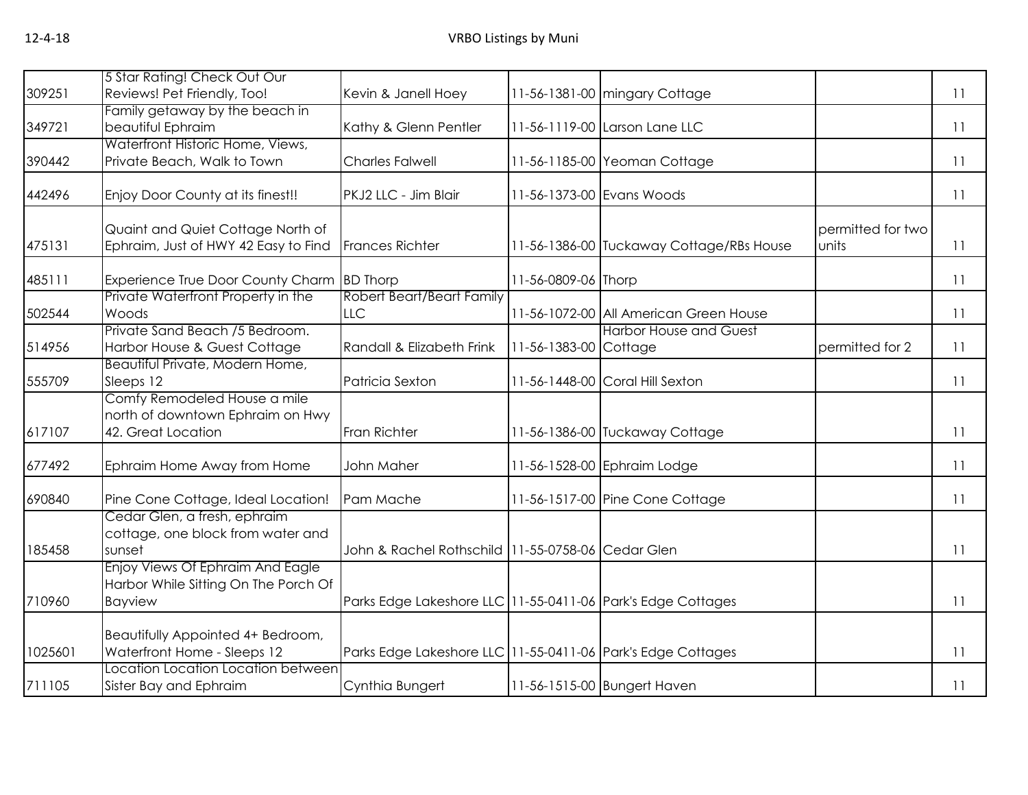| | | | | | | |
|---|---|---|---|---|---|---|
| 309251 | 5 Star Rating! Check Out Our Reviews! Pet Friendly, Too! | Kevin & Janell Hoey | 11-56-1381-00 | mingary Cottage | | 11 |
| 349721 | Family getaway by the beach in beautiful Ephraim | Kathy & Glenn Pentler | 11-56-1119-00 | Larson Lane LLC | | 11 |
| 390442 | Waterfront Historic Home, Views, Private Beach, Walk to Town | Charles Falwell | 11-56-1185-00 | Yeoman Cottage | | 11 |
| 442496 | Enjoy Door County at its finest!! | PKJ2 LLC - Jim Blair | 11-56-1373-00 | Evans Woods | | 11 |
| 475131 | Quaint and Quiet Cottage North of Ephraim, Just of HWY 42 Easy to Find | Frances Richter | 11-56-1386-00 | Tuckaway Cottage/RBs House | permitted for two units | 11 |
| 485111 | Experience True Door County Charm | BD Thorp | 11-56-0809-06 | Thorp | | 11 |
| 502544 | Private Waterfront Property in the Woods | Robert Beart/Beart Family LLC | 11-56-1072-00 | All American Green House | | 11 |
| 514956 | Private Sand Beach /5 Bedroom. Harbor House & Guest Cottage | Randall & Elizabeth Frink | 11-56-1383-00 | Harbor House and Guest Cottage | permitted for 2 | 11 |
| 555709 | Beautiful Private, Modern Home, Sleeps 12 | Patricia Sexton | 11-56-1448-00 | Coral Hill Sexton | | 11 |
| 617107 | Comfy Remodeled House a mile north of downtown Ephraim on Hwy 42. Great Location | Fran Richter | 11-56-1386-00 | Tuckaway Cottage | | 11 |
| 677492 | Ephraim Home Away from Home | John Maher | 11-56-1528-00 | Ephraim Lodge | | 11 |
| 690840 | Pine Cone Cottage, Ideal Location! | Pam Mache | 11-56-1517-00 | Pine Cone Cottage | | 11 |
| 185458 | Cedar Glen, a fresh, ephraim cottage, one block from water and sunset | John & Rachel Rothschild | 11-55-0758-06 | Cedar Glen | | 11 |
| 710960 | Enjoy Views Of Ephraim And Eagle Harbor While Sitting On The Porch Of Bayview | Parks Edge Lakeshore LLC | 11-55-0411-06 | Park's Edge Cottages | | 11 |
| 1025601 | Beautifully Appointed 4+ Bedroom, Waterfront Home - Sleeps 12 | Parks Edge Lakeshore LLC | 11-55-0411-06 | Park's Edge Cottages | | 11 |
| 711105 | Location Location Location between Sister Bay and Ephraim | Cynthia Bungert | 11-56-1515-00 | Bungert Haven | | 11 |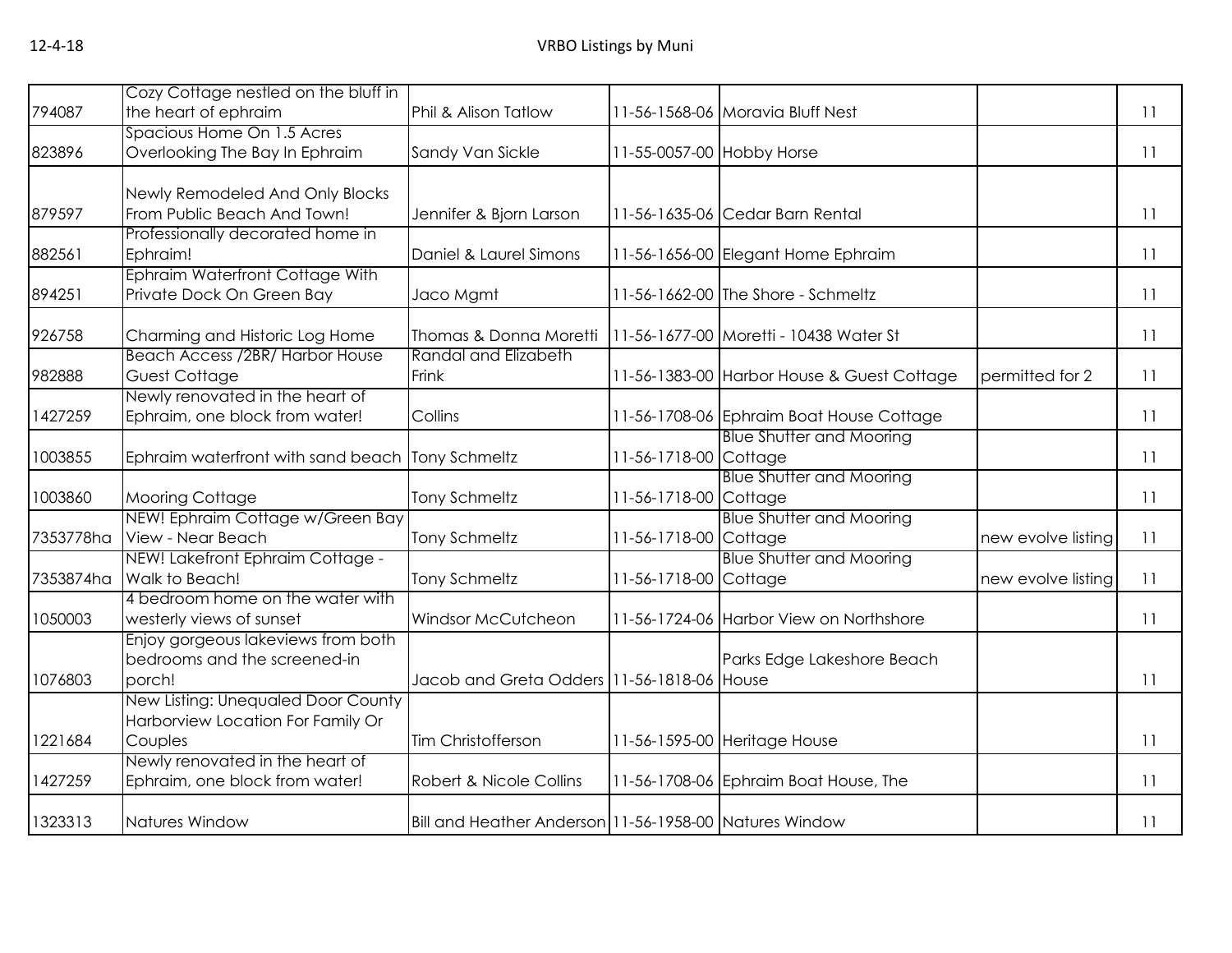| | | | | | | |
|---|---|---|---|---|---|---|
| 794087 | Cozy Cottage nestled on the bluff in the heart of ephraim | Phil & Alison Tatlow | 11-56-1568-06 | Moravia Bluff Nest | | 11 |
| 823896 | Spacious Home On 1.5 Acres Overlooking The Bay In Ephraim | Sandy Van Sickle | 11-55-0057-00 | Hobby Horse | | 11 |
| 879597 | Newly Remodeled And Only Blocks From Public Beach And Town! | Jennifer & Bjorn Larson | 11-56-1635-06 | Cedar Barn Rental | | 11 |
| 882561 | Professionally decorated home in Ephraim! | Daniel & Laurel Simons | 11-56-1656-00 | Elegant Home Ephraim | | 11 |
| 894251 | Ephraim Waterfront Cottage With Private Dock On Green Bay | Jaco Mgmt | 11-56-1662-00 | The Shore - Schmeltz | | 11 |
| 926758 | Charming and Historic Log Home | Thomas & Donna Moretti | 11-56-1677-00 | Moretti - 10438 Water St | | 11 |
| 982888 | Beach Access /2BR/ Harbor House Guest Cottage | Randal and Elizabeth Frink | 11-56-1383-00 | Harbor House & Guest Cottage | permitted for 2 | 11 |
| 1427259 | Newly renovated in the heart of Ephraim, one block from water! | Collins | 11-56-1708-06 | Ephraim Boat House Cottage | | 11 |
| 1003855 | Ephraim waterfront with sand beach | Tony Schmeltz | 11-56-1718-00 | Blue Shutter and Mooring Cottage | | 11 |
| 1003860 | Mooring Cottage | Tony Schmeltz | 11-56-1718-00 | Blue Shutter and Mooring Cottage | | 11 |
| 7353778ha | NEW! Ephraim Cottage w/Green Bay View - Near Beach | Tony Schmeltz | 11-56-1718-00 | Blue Shutter and Mooring Cottage | new evolve listing | 11 |
| 7353874ha | NEW! Lakefront Ephraim Cottage - Walk to Beach! | Tony Schmeltz | 11-56-1718-00 | Blue Shutter and Mooring Cottage | new evolve listing | 11 |
| 1050003 | 4 bedroom home on the water with westerly views of sunset | Windsor McCutcheon | 11-56-1724-06 | Harbor View on Northshore | | 11 |
| 1076803 | Enjoy gorgeous lakeviews from both bedrooms and the screened-in porch! | Jacob and Greta Odders | 11-56-1818-06 | Parks Edge Lakeshore Beach House | | 11 |
| 1221684 | New Listing: Unequaled Door County Harborview Location For Family Or Couples | Tim Christofferson | 11-56-1595-00 | Heritage House | | 11 |
| 1427259 | Newly renovated in the heart of Ephraim, one block from water! | Robert & Nicole Collins | 11-56-1708-06 | Ephraim Boat House, The | | 11 |
| 1323313 | Natures Window | Bill and Heather Anderson | 11-56-1958-00 | Natures Window | | 11 |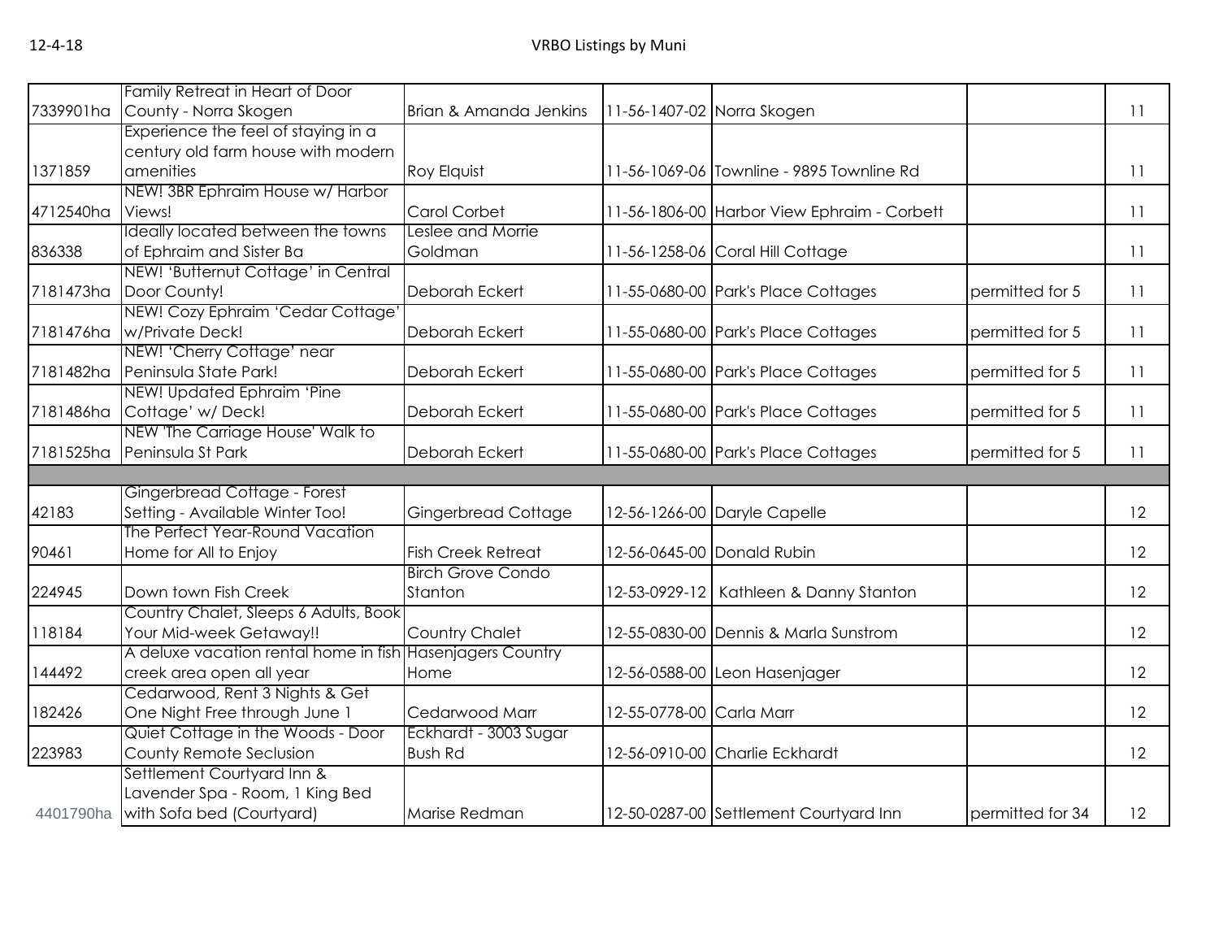| | | | | | | |
|---|---|---|---|---|---|---|
| 7339901ha | Family Retreat in Heart of Door County - Norra Skogen | Brian & Amanda Jenkins | 11-56-1407-02 | Norra Skogen | | 11 |
| 1371859 | Experience the feel of staying in a century old farm house with modern amenities | Roy Elquist | 11-56-1069-06 | Townline - 9895 Townline Rd | | 11 |
| 4712540ha | NEW! 3BR Ephraim House w/ Harbor Views! | Carol Corbet | 11-56-1806-00 | Harbor View Ephraim - Corbett | | 11 |
| 836338 | Ideally located between the towns of Ephraim and Sister Ba | Leslee and Morrie Goldman | 11-56-1258-06 | Coral Hill Cottage | | 11 |
| 7181473ha | NEW! 'Butternut Cottage' in Central Door County! | Deborah Eckert | 11-55-0680-00 | Park's Place Cottages | permitted for 5 | 11 |
| 7181476ha | NEW! Cozy Ephraim 'Cedar Cottage' w/Private Deck! | Deborah Eckert | 11-55-0680-00 | Park's Place Cottages | permitted for 5 | 11 |
| 7181482ha | NEW! 'Cherry Cottage' near Peninsula State Park! | Deborah Eckert | 11-55-0680-00 | Park's Place Cottages | permitted for 5 | 11 |
| 7181486ha | NEW! Updated Ephraim 'Pine Cottage' w/ Deck! | Deborah Eckert | 11-55-0680-00 | Park's Place Cottages | permitted for 5 | 11 |
| 7181525ha | NEW 'The Carriage House' Walk to Peninsula St Park | Deborah Eckert | 11-55-0680-00 | Park's Place Cottages | permitted for 5 | 11 |
| | | | | | | |
| 42183 | Gingerbread Cottage - Forest Setting - Available Winter Too! | Gingerbread Cottage | 12-56-1266-00 | Daryle Capelle | | 12 |
| 90461 | The Perfect Year-Round Vacation Home for All to Enjoy | Fish Creek Retreat | 12-56-0645-00 | Donald Rubin | | 12 |
| 224945 | Down town Fish Creek | Birch Grove Condo Stanton | 12-53-0929-12 | Kathleen & Danny Stanton | | 12 |
| 118184 | Country Chalet, Sleeps 6 Adults, Book Your Mid-week Getaway!! | Country Chalet | 12-55-0830-00 | Dennis & Marla Sunstrom | | 12 |
| 144492 | A deluxe vacation rental home in fish creek area open all year | Hasenjagers Country Home | 12-56-0588-00 | Leon Hasenjager | | 12 |
| 182426 | Cedarwood, Rent 3 Nights & Get One Night Free through June 1 | Cedarwood Marr | 12-55-0778-00 | Carla Marr | | 12 |
| 223983 | Quiet Cottage in the Woods - Door County Remote Seclusion | Eckhardt - 3003 Sugar Bush Rd | 12-56-0910-00 | Charlie Eckhardt | | 12 |
| 4401790ha | Settlement Courtyard Inn & Lavender Spa - Room, 1 King Bed with Sofa bed (Courtyard) | Marise Redman | 12-50-0287-00 | Settlement Courtyard Inn | permitted for 34 | 12 |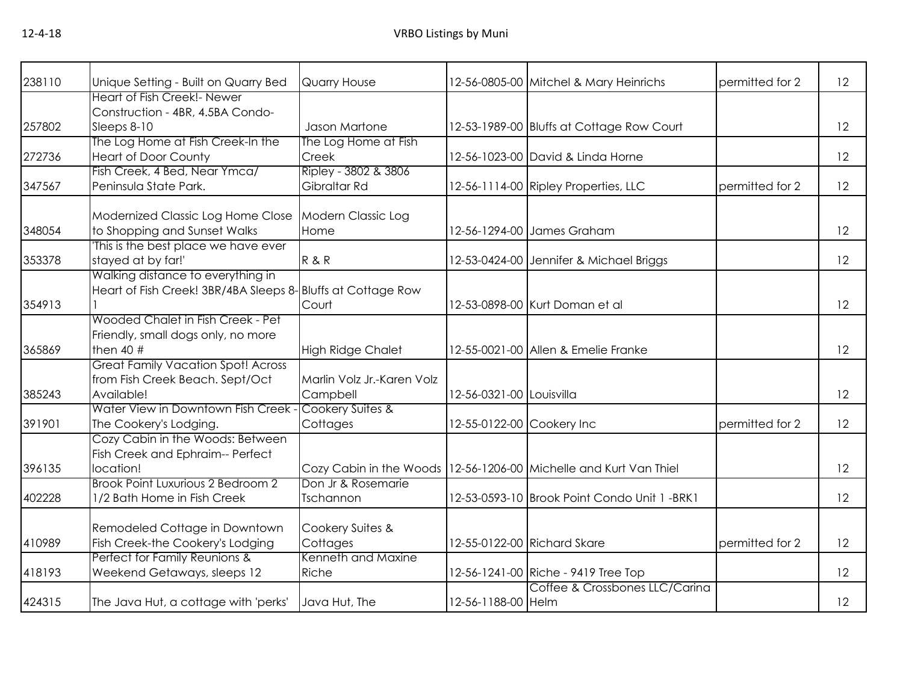| 238110 | Unique Setting - Built on Quarry Bed | Quarry House | 12-56-0805-00 | Mitchel & Mary Heinrichs | permitted for 2 | 12 |
|---|---|---|---|---|---|---|
| 257802 | Heart of Fish Creek!- Newer Construction - 4BR, 4.5BA Condo- Sleeps 8-10 | Jason Martone | 12-53-1989-00 | Bluffs at Cottage Row Court | | 12 |
| 272736 | The Log Home at Fish Creek-In the Heart of Door County | The Log Home at Fish Creek | 12-56-1023-00 | David & Linda Horne | | 12 |
| 347567 | Fish Creek, 4 Bed, Near Ymca/ Peninsula State Park. | Ripley - 3802 & 3806 Gibraltar Rd | 12-56-1114-00 | Ripley Properties, LLC | permitted for 2 | 12 |
| 348054 | Modernized Classic Log Home Close to Shopping and Sunset Walks | Modern Classic Log Home | 12-56-1294-00 | James Graham | | 12 |
| 353378 | 'This is the best place we have ever stayed at by far!' | R & R | 12-53-0424-00 | Jennifer & Michael Briggs | | 12 |
| 354913 | Walking distance to everything in Heart of Fish Creek! 3BR/4BA Sleeps 8-1 | Bluffs at Cottage Row Court | 12-53-0898-00 | Kurt Doman et al | | 12 |
| 365869 | Wooded Chalet in Fish Creek - Pet Friendly, small dogs only, no more then 40 # | High Ridge Chalet | 12-55-0021-00 | Allen & Emelie Franke | | 12 |
| 385243 | Great Family Vacation Spot! Across from Fish Creek Beach. Sept/Oct Available! | Marlin Volz Jr.-Karen Volz Campbell | 12-56-0321-00 | Louisvilla | | 12 |
| 391901 | Water View in Downtown Fish Creek - The Cookery's Lodging. | Cookery Suites & Cottages | 12-55-0122-00 | Cookery Inc | permitted for 2 | 12 |
| 396135 | Cozy Cabin in the Woods: Between Fish Creek and Ephraim-- Perfect location! | Cozy Cabin in the Woods | 12-56-1206-00 | Michelle and Kurt Van Thiel | | 12 |
| 402228 | Brook Point Luxurious 2 Bedroom 2 1/2 Bath Home in Fish Creek | Don Jr & Rosemarie Tschannon | 12-53-0593-10 | Brook Point Condo Unit 1 -BRK1 | | 12 |
| 410989 | Remodeled Cottage in Downtown Fish Creek-the Cookery's Lodging | Cookery Suites & Cottages | 12-55-0122-00 | Richard Skare | permitted for 2 | 12 |
| 418193 | Perfect for Family Reunions & Weekend Getaways, sleeps 12 | Kenneth and Maxine Riche | 12-56-1241-00 | Riche - 9419 Tree Top | | 12 |
| 424315 | The Java Hut, a cottage with 'perks' | Java Hut, The | 12-56-1188-00 | Coffee & Crossbones LLC/Carina Helm | | 12 |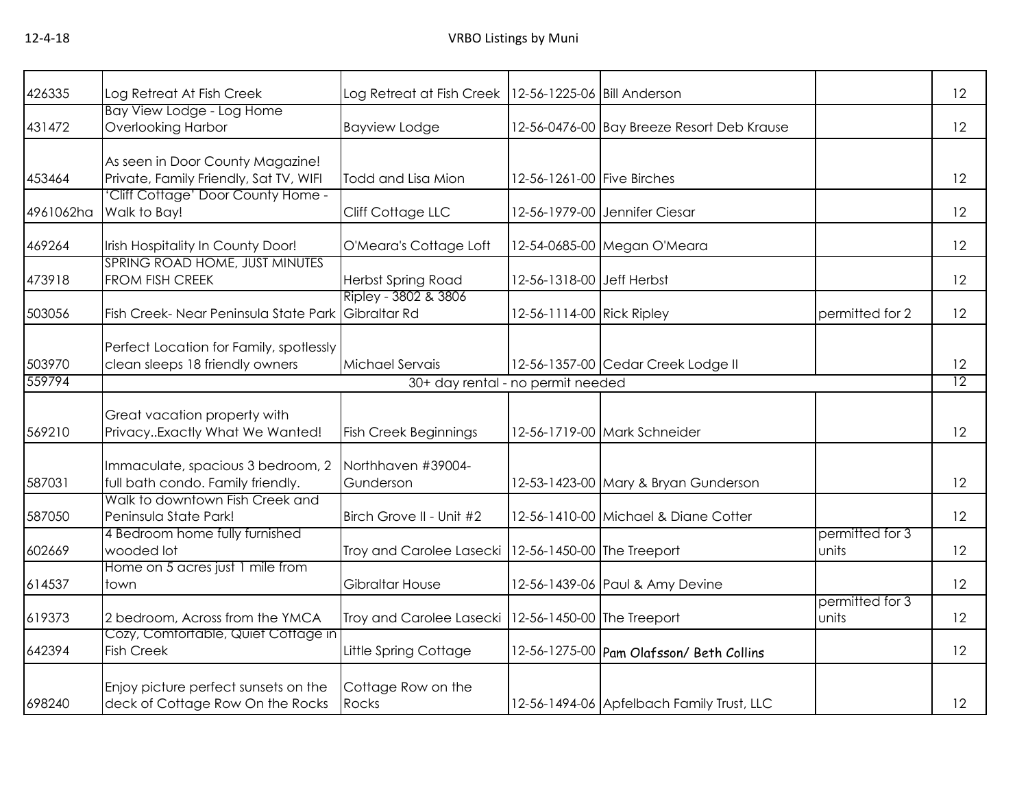| | | | | | | |
|---|---|---|---|---|---|---|
| 426335 | Log Retreat At Fish Creek | Log Retreat at Fish Creek | 12-56-1225-06 | Bill Anderson | | 12 |
| 431472 | Bay View Lodge - Log Home Overlooking Harbor | Bayview Lodge | 12-56-0476-00 | Bay Breeze Resort Deb Krause | | 12 |
| 453464 | As seen in Door County Magazine! Private, Family Friendly, Sat TV, WIFI | Todd and Lisa Mion | 12-56-1261-00 | Five Birches | | 12 |
| 4961062ha | 'Cliff Cottage' Door County Home - Walk to Bay! | Cliff Cottage LLC | 12-56-1979-00 | Jennifer Ciesar | | 12 |
| 469264 | Irish Hospitality In County Door! | O'Meara's Cottage Loft | 12-54-0685-00 | Megan O'Meara | | 12 |
| 473918 | SPRING ROAD HOME, JUST MINUTES FROM FISH CREEK | Herbst Spring Road | 12-56-1318-00 | Jeff Herbst | | 12 |
| 503056 | Fish Creek- Near Peninsula State Park | Ripley - 3802 & 3806 Gibraltar Rd | 12-56-1114-00 | Rick Ripley | permitted for 2 | 12 |
| 503970 | Perfect Location for Family, spotlessly clean sleeps 18 friendly owners | Michael Servais | 12-56-1357-00 | Cedar Creek Lodge II | | 12 |
| 559794 | 30+ day rental - no permit needed | | | | | 12 |
| 569210 | Great vacation property with Privacy..Exactly What We Wanted! | Fish Creek Beginnings | 12-56-1719-00 | Mark Schneider | | 12 |
| 587031 | Immaculate, spacious 3 bedroom, 2 full bath condo. Family friendly. | Northhaven #39004-Gunderson | 12-53-1423-00 | Mary & Bryan Gunderson | | 12 |
| 587050 | Walk to downtown Fish Creek and Peninsula State Park! | Birch Grove II - Unit #2 | 12-56-1410-00 | Michael & Diane Cotter | | 12 |
| 602669 | 4 Bedroom home fully furnished wooded lot | Troy and Carolee Lasecki | 12-56-1450-00 | The Treeport | permitted for 3 units | 12 |
| 614537 | Home on 5 acres just 1 mile from town | Gibraltar House | 12-56-1439-06 | Paul & Amy Devine | | 12 |
| 619373 | 2 bedroom, Across from the YMCA | Troy and Carolee Lasecki | 12-56-1450-00 | The Treeport | permitted for 3 units | 12 |
| 642394 | Cozy, Comfortable, Quiet Cottage in Fish Creek | Little Spring Cottage | 12-56-1275-00 | Pam Olafsson/ Beth Collins | | 12 |
| 698240 | Enjoy picture perfect sunsets on the deck of Cottage Row On the Rocks | Cottage Row on the Rocks | 12-56-1494-06 | Apfelbach Family Trust, LLC | | 12 |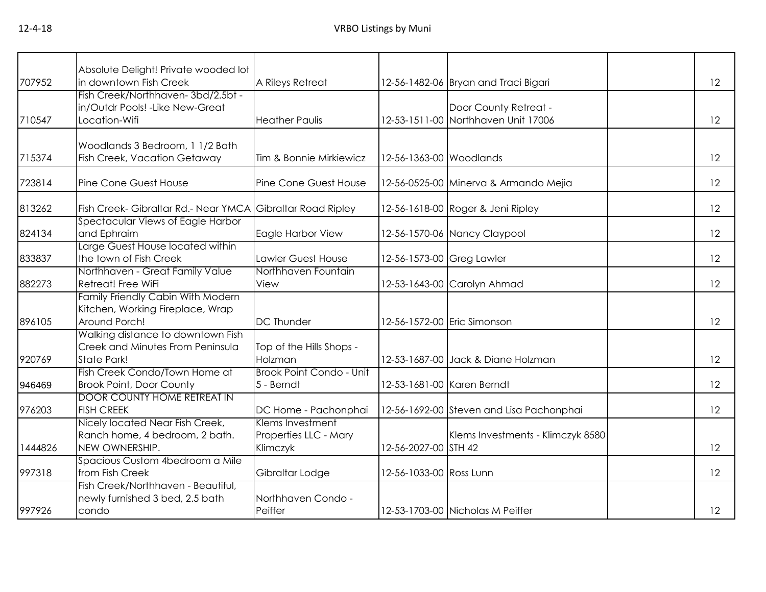| | | | | | | |
|---|---|---|---|---|---|---|
| 707952 | Absolute Delight! Private wooded lot in downtown Fish Creek | A Rileys Retreat | 12-56-1482-06 | Bryan and Traci Bigari | | 12 |
| 710547 | Fish Creek/Northhaven- 3bd/2.5bt - in/Outdr Pools! -Like New-Great Location-Wifi | Heather Paulis | 12-53-1511-00 | Door County Retreat - Northhaven Unit 17006 | | 12 |
| 715374 | Woodlands 3 Bedroom, 1 1/2 Bath Fish Creek, Vacation Getaway | Tim & Bonnie Mirkiewicz | 12-56-1363-00 | Woodlands | | 12 |
| 723814 | Pine Cone Guest House | Pine Cone Guest House | 12-56-0525-00 | Minerva & Armando Mejia | | 12 |
| 813262 | Fish Creek- Gibraltar Rd.- Near YMCA | Gibraltar Road Ripley | 12-56-1618-00 | Roger & Jeni Ripley | | 12 |
| 824134 | Spectacular Views of Eagle Harbor and Ephraim | Eagle Harbor View | 12-56-1570-06 | Nancy Claypool | | 12 |
| 833837 | Large Guest House located within the town of Fish Creek | Lawler Guest House | 12-56-1573-00 | Greg Lawler | | 12 |
| 882273 | Northhaven - Great Family Value Retreat! Free WiFi | Northhaven Fountain View | 12-53-1643-00 | Carolyn Ahmad | | 12 |
| 896105 | Family Friendly Cabin With Modern Kitchen, Working Fireplace, Wrap Around Porch! | DC Thunder | 12-56-1572-00 | Eric Simonson | | 12 |
| 920769 | Walking distance to downtown Fish Creek and Minutes From Peninsula State Park! | Top of the Hills Shops - Holzman | 12-53-1687-00 | Jack & Diane Holzman | | 12 |
| 946469 | Fish Creek Condo/Town Home at Brook Point, Door County | Brook Point Condo - Unit 5 - Berndt | 12-53-1681-00 | Karen Berndt | | 12 |
| 976203 | DOOR COUNTY HOME RETREAT IN FISH CREEK | DC Home - Pachonphai | 12-56-1692-00 | Steven and Lisa Pachonphai | | 12 |
| 1444826 | Nicely located Near Fish Creek, Ranch home, 4 bedroom, 2 bath. NEW OWNERSHIP. | Klems Investment Properties LLC - Mary Klimczyk | 12-56-2027-00 | Klems Investments - Klimczyk 8580 STH 42 | | 12 |
| 997318 | Spacious Custom 4bedroom a Mile from Fish Creek | Gibraltar Lodge | 12-56-1033-00 | Ross Lunn | | 12 |
| 997926 | Fish Creek/Northhaven - Beautiful, newly furnished 3 bed, 2.5 bath condo | Northhaven Condo - Peiffer | 12-53-1703-00 | Nicholas M Peiffer | | 12 |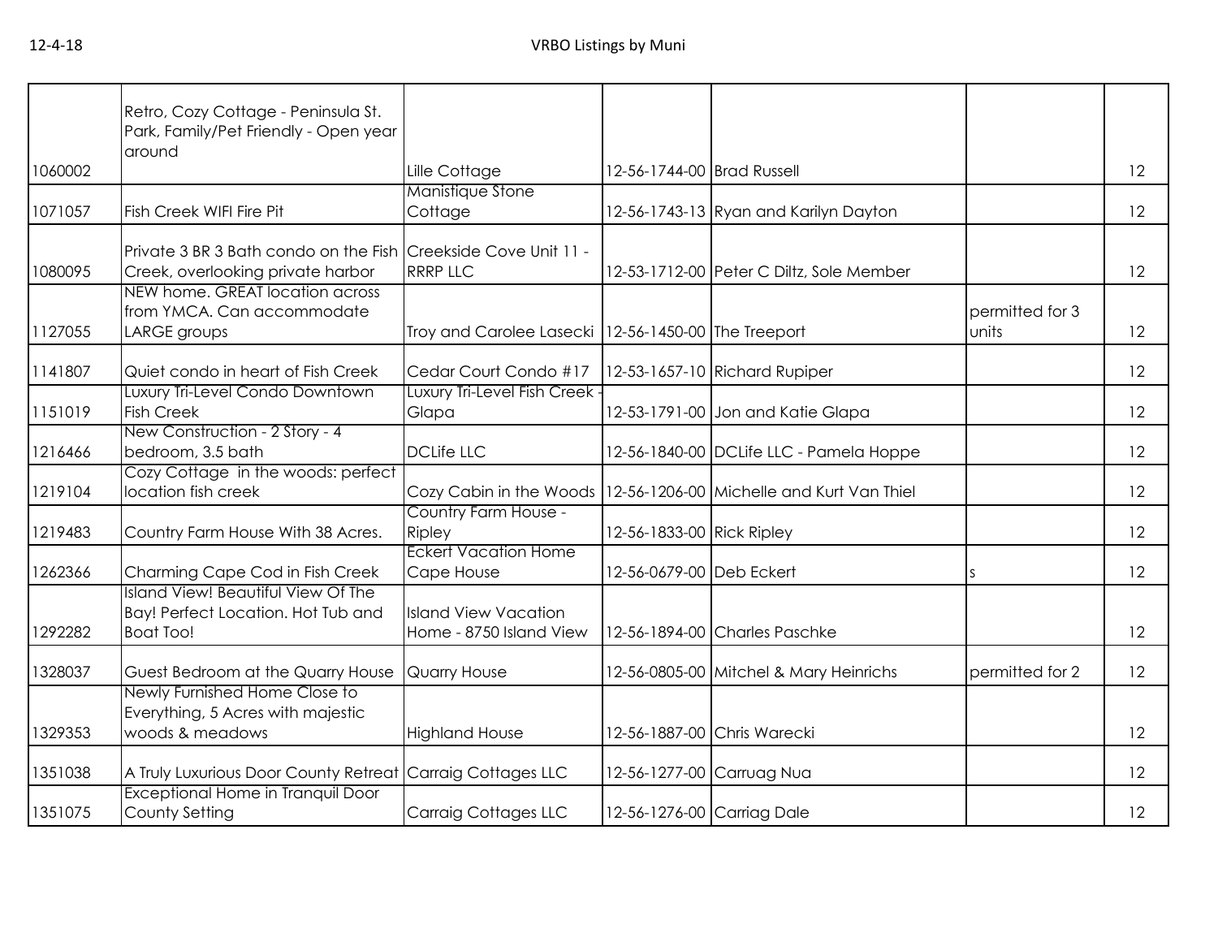| | | | | | | |
|---|---|---|---|---|---|---|
| 1060002 | Retro, Cozy Cottage - Peninsula St. Park, Family/Pet Friendly - Open year around | Lille Cottage | 12-56-1744-00 | Brad Russell | | 12 |
| 1071057 | Fish Creek WIFI Fire Pit | Manistique Stone Cottage | 12-56-1743-13 | Ryan and Karilyn Dayton | | 12 |
| 1080095 | Private 3 BR 3 Bath condo on the Fish Creek, overlooking private harbor | Creekside Cove Unit 11 - RRRP LLC | 12-53-1712-00 | Peter C Diltz, Sole Member | | 12 |
| 1127055 | NEW home. GREAT location across from YMCA. Can accommodate LARGE groups | Troy and Carolee Lasecki | 12-56-1450-00 | The Treeport | permitted for 3 units | 12 |
| 1141807 | Quiet condo in heart of Fish Creek | Cedar Court Condo #17 | 12-53-1657-10 | Richard Rupiper | | 12 |
| 1151019 | Luxury Tri-Level Condo Downtown Fish Creek | Luxury Tri-Level Fish Creek - Glapa | 12-53-1791-00 | Jon and Katie Glapa | | 12 |
| 1216466 | New Construction - 2 Story - 4 bedroom, 3.5 bath | DCLife LLC | 12-56-1840-00 | DCLife LLC - Pamela Hoppe | | 12 |
| 1219104 | Cozy Cottage in the woods: perfect location fish creek | Cozy Cabin in the Woods | 12-56-1206-00 | Michelle and Kurt Van Thiel | | 12 |
| 1219483 | Country Farm House With 38 Acres. | Country Farm House - Ripley | 12-56-1833-00 | Rick Ripley | | 12 |
| 1262366 | Charming Cape Cod in Fish Creek | Eckert Vacation Home Cape House | 12-56-0679-00 | Deb Eckert | s | 12 |
| 1292282 | Island View! Beautiful View Of The Bay! Perfect Location. Hot Tub and Boat Too! | Island View Vacation Home - 8750 Island View | 12-56-1894-00 | Charles Paschke | | 12 |
| 1328037 | Guest Bedroom at the Quarry House | Quarry House | 12-56-0805-00 | Mitchel & Mary Heinrichs | permitted for 2 | 12 |
| 1329353 | Newly Furnished Home Close to Everything, 5 Acres with majestic woods & meadows | Highland House | 12-56-1887-00 | Chris Warecki | | 12 |
| 1351038 | A Truly Luxurious Door County Retreat | Carraig Cottages LLC | 12-56-1277-00 | Carruag Nua | | 12 |
| 1351075 | Exceptional Home in Tranquil Door County Setting | Carraig Cottages LLC | 12-56-1276-00 | Carriag Dale | | 12 |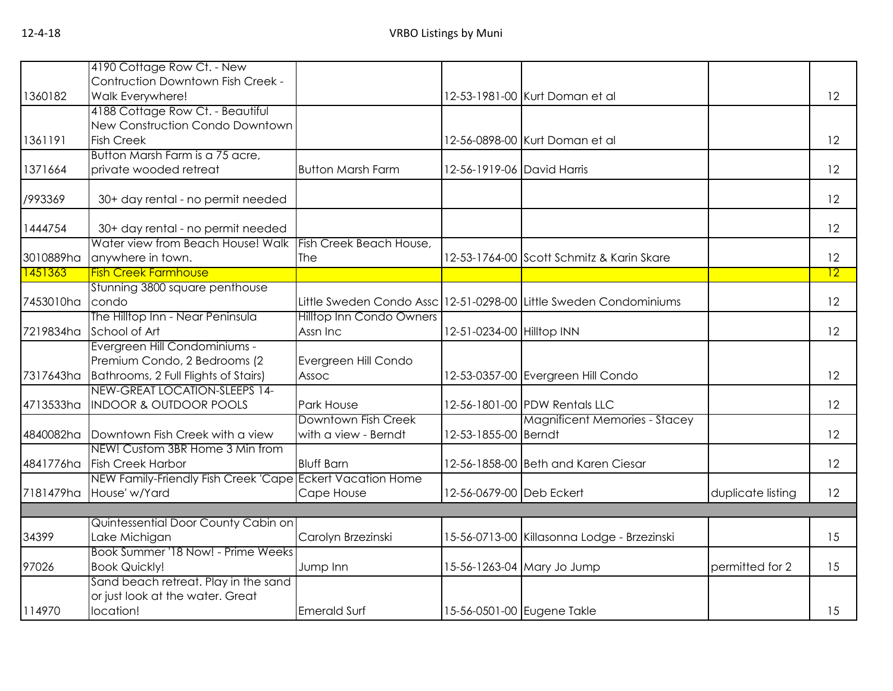| | | | | | | |
|---|---|---|---|---|---|---|
| 1360182 | 4190 Cottage Row Ct. - New Contruction Downtown Fish Creek - Walk Everywhere! | | 12-53-1981-00 | Kurt Doman et al | | 12 |
| 1361191 | 4188 Cottage Row Ct. - Beautiful New Construction Condo Downtown Fish Creek | | 12-56-0898-00 | Kurt Doman et al | | 12 |
| 1371664 | Button Marsh Farm is a 75 acre, private wooded retreat | Button Marsh Farm | 12-56-1919-06 | David Harris | | 12 |
| /993369 | 30+ day rental - no permit needed | | | | | 12 |
| 1444754 | 30+ day rental - no permit needed | | | | | 12 |
| 3010889ha | Water view from Beach House! Walk anywhere in town. | Fish Creek Beach House, The | 12-53-1764-00 | Scott Schmitz & Karin Skare | | 12 |
| 1451363 | Fish Creek Farmhouse | | | | | 12 |
| 7453010ha | Stunning 3800 square penthouse condo | Little Sweden Condo Assc | 12-51-0298-00 | Little Sweden Condominiums | | 12 |
| 7219834ha | The Hilltop Inn - Near Peninsula School of Art | Hilltop Inn Condo Owners Assn Inc | 12-51-0234-00 | Hilltop INN | | 12 |
| 7317643ha | Evergreen Hill Condominiums - Premium Condo, 2 Bedrooms (2 Bathrooms, 2 Full Flights of Stairs) | Evergreen Hill Condo Assoc | 12-53-0357-00 | Evergreen Hill Condo | | 12 |
| 4713533ha | NEW-GREAT LOCATION-SLEEPS 14-INDOOR & OUTDOOR POOLS | Park House | 12-56-1801-00 | PDW Rentals LLC | | 12 |
| 4840082ha | Downtown Fish Creek with a view | Downtown Fish Creek with a view - Berndt | 12-53-1855-00 | Magnificent Memories - Stacey Berndt | | 12 |
| 4841776ha | NEW! Custom 3BR Home 3 Min from Fish Creek Harbor | Bluff Barn | 12-56-1858-00 | Beth and Karen Ciesar | | 12 |
| 7181479ha | NEW Family-Friendly Fish Creek 'Cape House' w/Yard | Eckert Vacation Home Cape House | 12-56-0679-00 | Deb Eckert | duplicate listing | 12 |
| | | | | | | |
| 34399 | Quintessential Door County Cabin on Lake Michigan | Carolyn Brzezinski | 15-56-0713-00 | Killasonna Lodge - Brzezinski | | 15 |
| 97026 | Book Summer '18 Now! - Prime Weeks Book Quickly! | Jump Inn | 15-56-1263-04 | Mary Jo Jump | permitted for 2 | 15 |
| 114970 | Sand beach retreat. Play in the sand or just look at the water. Great location! | Emerald Surf | 15-56-0501-00 | Eugene Takle | | 15 |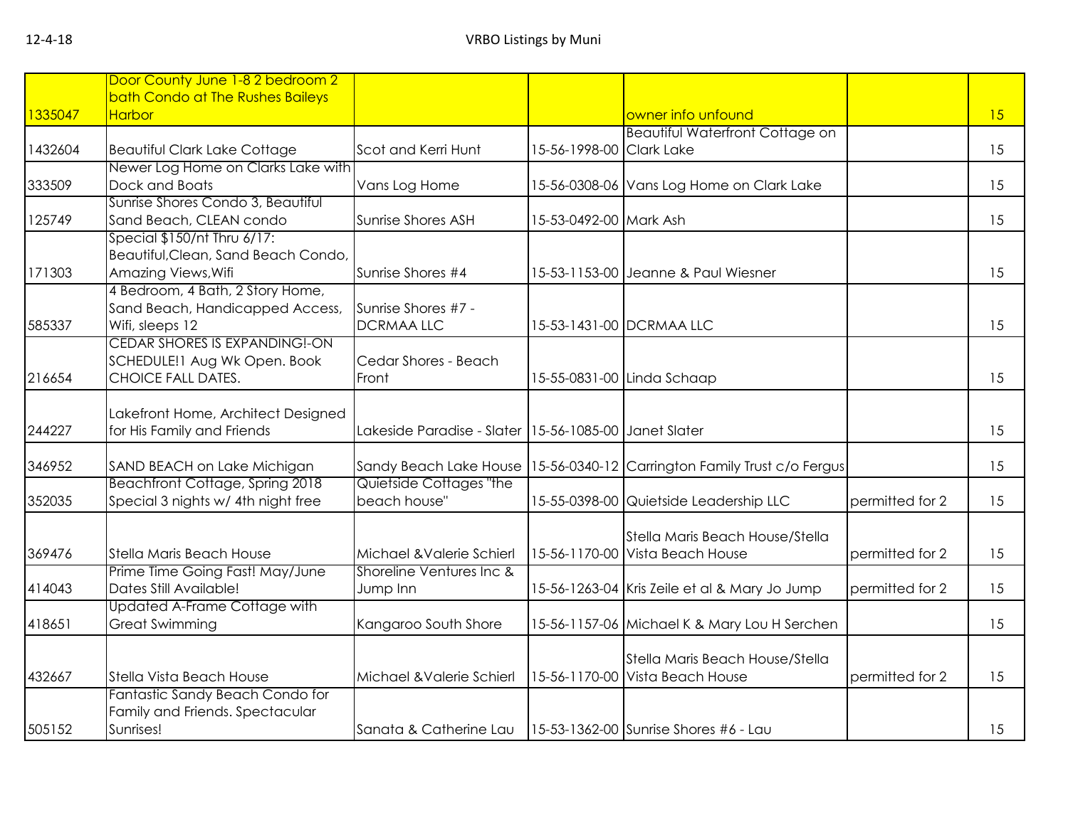| | | | | | | |
|---|---|---|---|---|---|---|
| 1335047 | Door County June 1-8 2 bedroom 2 bath Condo at The Rushes Baileys Harbor | | | owner info unfound | | 15 |
| 1432604 | Beautiful Clark Lake Cottage | Scot and Kerri Hunt | 15-56-1998-00 | Beautiful Waterfront Cottage on Clark Lake | | 15 |
| 333509 | Newer Log Home on Clarks Lake with Dock and Boats | Vans Log Home | 15-56-0308-06 | Vans Log Home on Clark Lake | | 15 |
| 125749 | Sunrise Shores Condo 3, Beautiful Sand Beach, CLEAN condo | Sunrise Shores ASH | 15-53-0492-00 | Mark Ash | | 15 |
| 171303 | Special $150/nt Thru 6/17: Beautiful,Clean, Sand Beach Condo, Amazing Views,Wifi | Sunrise Shores #4 | 15-53-1153-00 | Jeanne & Paul Wiesner | | 15 |
| 585337 | 4 Bedroom, 4 Bath, 2 Story Home, Sand Beach, Handicapped Access, Wifi, sleeps 12 | Sunrise Shores #7 - DCRMAA LLC | 15-53-1431-00 | DCRMAA LLC | | 15 |
| 216654 | CEDAR SHORES IS EXPANDING!-ON SCHEDULE!1 Aug Wk Open. Book CHOICE FALL DATES. | Cedar Shores - Beach Front | 15-55-0831-00 | Linda Schaap | | 15 |
| 244227 | Lakefront Home, Architect Designed for His Family and Friends | Lakeside Paradise - Slater | 15-56-1085-00 | Janet Slater | | 15 |
| 346952 | SAND BEACH on Lake Michigan | Sandy Beach Lake House | 15-56-0340-12 | Carrington Family Trust c/o Fergus | | 15 |
| 352035 | Beachfront Cottage, Spring 2018 Special 3 nights w/ 4th night free | Quietside Cottages "the beach house" | 15-55-0398-00 | Quietside Leadership LLC | permitted for 2 | 15 |
| 369476 | Stella Maris Beach House | Michael &Valerie Schierl | 15-56-1170-00 | Stella Maris Beach House/Stella Vista Beach House | permitted for 2 | 15 |
| 414043 | Prime Time Going Fast! May/June Dates Still Available! | Shoreline Ventures Inc & Jump Inn | 15-56-1263-04 | Kris Zeile et al & Mary Jo Jump | permitted for 2 | 15 |
| 418651 | Updated A-Frame Cottage with Great Swimming | Kangaroo South Shore | 15-56-1157-06 | Michael K & Mary Lou H Serchen | | 15 |
| 432667 | Stella Vista Beach House | Michael &Valerie Schierl | 15-56-1170-00 | Stella Maris Beach House/Stella Vista Beach House | permitted for 2 | 15 |
| 505152 | Fantastic Sandy Beach Condo for Family and Friends. Spectacular Sunrises! | Sanata & Catherine Lau | 15-53-1362-00 | Sunrise Shores #6 - Lau | | 15 |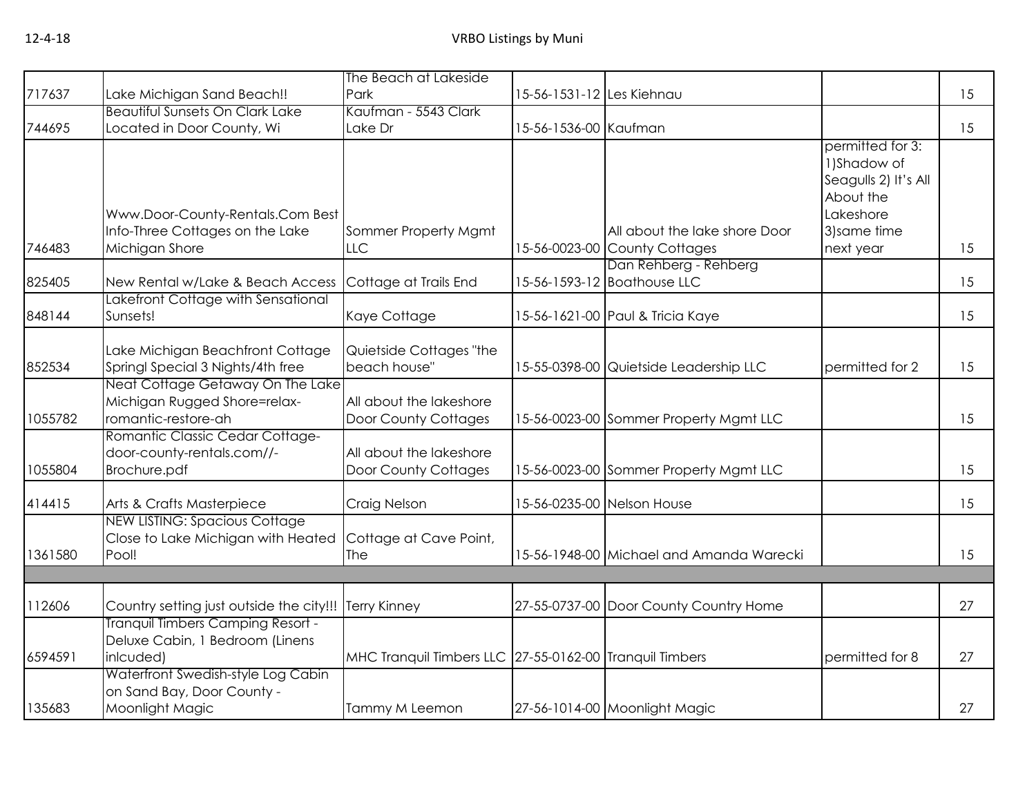| | | | | | | |
|---|---|---|---|---|---|---|
| 717637 | Lake Michigan Sand Beach!! | The Beach at Lakeside Park | 15-56-1531-12 | Les Kiehnau | | 15 |
| 744695 | Beautiful Sunsets On Clark Lake Located in Door County, Wi | Kaufman - 5543 Clark Lake Dr | 15-56-1536-00 | Kaufman | | 15 |
| 746483 | Www.Door-County-Rentals.Com Best Info-Three Cottages on the Lake Michigan Shore | Sommer Property Mgmt LLC | 15-56-0023-00 | All about the lake shore Door County Cottages | permitted for 3: 1)Shadow of Seagulls 2) It's All About the Lakeshore 3)same time next year | 15 |
| 825405 | New Rental w/Lake & Beach Access | Cottage at Trails End | 15-56-1593-12 | Dan Rehberg - Rehberg Boathouse LLC | | 15 |
| 848144 | Lakefront Cottage with Sensational Sunsets! | Kaye Cottage | 15-56-1621-00 | Paul & Tricia Kaye | | 15 |
| 852534 | Lake Michigan Beachfront Cottage Springl Special 3 Nights/4th free | Quietside Cottages "the beach house" | 15-55-0398-00 | Quietside Leadership LLC | permitted for 2 | 15 |
| 1055782 | Neat Cottage Getaway On The Lake Michigan Rugged Shore=relax-romantic-restore-ah | All about the lakeshore Door County Cottages | 15-56-0023-00 | Sommer Property Mgmt LLC | | 15 |
| 1055804 | Romantic Classic Cedar Cottage-door-county-rentals.com//-Brochure.pdf | All about the lakeshore Door County Cottages | 15-56-0023-00 | Sommer Property Mgmt LLC | | 15 |
| 414415 | Arts & Crafts Masterpiece | Craig Nelson | 15-56-0235-00 | Nelson House | | 15 |
| 1361580 | NEW LISTING: Spacious Cottage Close to Lake Michigan with Heated Pool! | Cottage at Cave Point, The | 15-56-1948-00 | Michael and Amanda Warecki | | 15 |
| | | | | | | |
| 112606 | Country setting just outside the city!!! | Terry Kinney | 27-55-0737-00 | Door County Country Home | | 27 |
| 6594591 | Tranquil Timbers Camping Resort - Deluxe Cabin, 1 Bedroom (Linens inlcuded) | MHC Tranquil Timbers LLC | 27-55-0162-00 | Tranquil Timbers | permitted for 8 | 27 |
| 135683 | Waterfront Swedish-style Log Cabin on Sand Bay, Door County - Moonlight Magic | Tammy M Leemon | 27-56-1014-00 | Moonlight Magic | | 27 |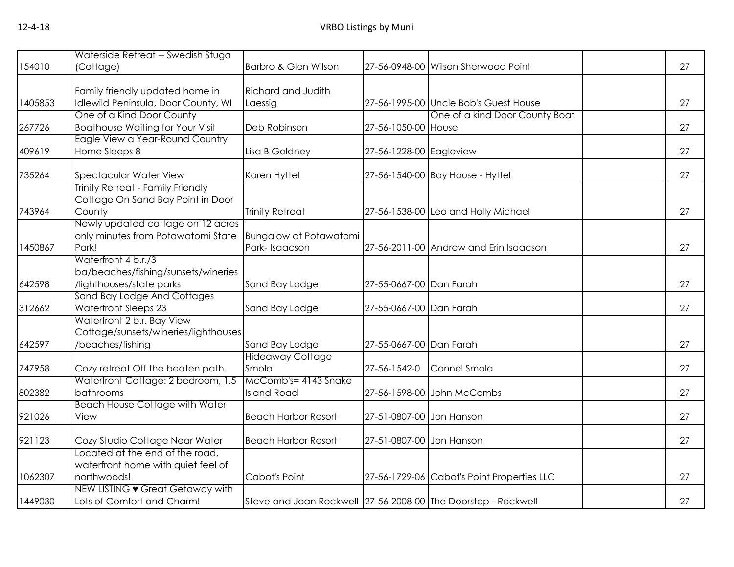| | | | | | | |
|---|---|---|---|---|---|---|
| 154010 | Waterside Retreat -- Swedish Stuga (Cottage) | Barbro & Glen Wilson | 27-56-0948-00 | Wilson Sherwood Point | | 27 |
| 1405853 | Family friendly updated home in Idlewild Peninsula, Door County, WI | Richard and Judith Laessig | 27-56-1995-00 | Uncle Bob's Guest House | | 27 |
| 267726 | One of a Kind Door County Boathouse Waiting for Your Visit | Deb Robinson | 27-56-1050-00 | One of a kind Door County Boat House | | 27 |
| 409619 | Eagle View a Year-Round Country Home Sleeps 8 | Lisa B Goldney | 27-56-1228-00 | Eagleview | | 27 |
| 735264 | Spectacular Water View | Karen Hyttel | 27-56-1540-00 | Bay House - Hyttel | | 27 |
| 743964 | Trinity Retreat - Family Friendly Cottage On Sand Bay Point in Door County | Trinity Retreat | 27-56-1538-00 | Leo and Holly Michael | | 27 |
| 1450867 | Newly updated cottage on 12 acres only minutes from Potawatomi State Park! | Bungalow at Potawatomi Park- Isaacson | 27-56-2011-00 | Andrew and Erin Isaacson | | 27 |
| 642598 | Waterfront 4 b.r./3 ba/beaches/fishing/sunsets/wineries /lighthouses/state parks | Sand Bay Lodge | 27-55-0667-00 | Dan Farah | | 27 |
| 312662 | Sand Bay Lodge And Cottages Waterfront Sleeps 23 | Sand Bay Lodge | 27-55-0667-00 | Dan Farah | | 27 |
| 642597 | Waterfront 2 b.r. Bay View Cottage/sunsets/wineries/lighthouses /beaches/fishing | Sand Bay Lodge | 27-55-0667-00 | Dan Farah | | 27 |
| 747958 | Cozy retreat Off the beaten path. | Hideaway Cottage Smola | 27-56-1542-0 | Connel Smola | | 27 |
| 802382 | Waterfront Cottage: 2 bedroom, 1.5 bathrooms | McComb's= 4143 Snake Island Road | 27-56-1598-00 | John McCombs | | 27 |
| 921026 | Beach House Cottage with Water View | Beach Harbor Resort | 27-51-0807-00 | Jon Hanson | | 27 |
| 921123 | Cozy Studio Cottage Near Water | Beach Harbor Resort | 27-51-0807-00 | Jon Hanson | | 27 |
| 1062307 | Located at the end of the road, waterfront home with quiet feel of northwoods! | Cabot's Point | 27-56-1729-06 | Cabot's Point Properties LLC | | 27 |
| 1449030 | NEW LISTING ♥ Great Getaway with Lots of Comfort and Charm! | Steve and Joan Rockwell | 27-56-2008-00 | The Doorstop - Rockwell | | 27 |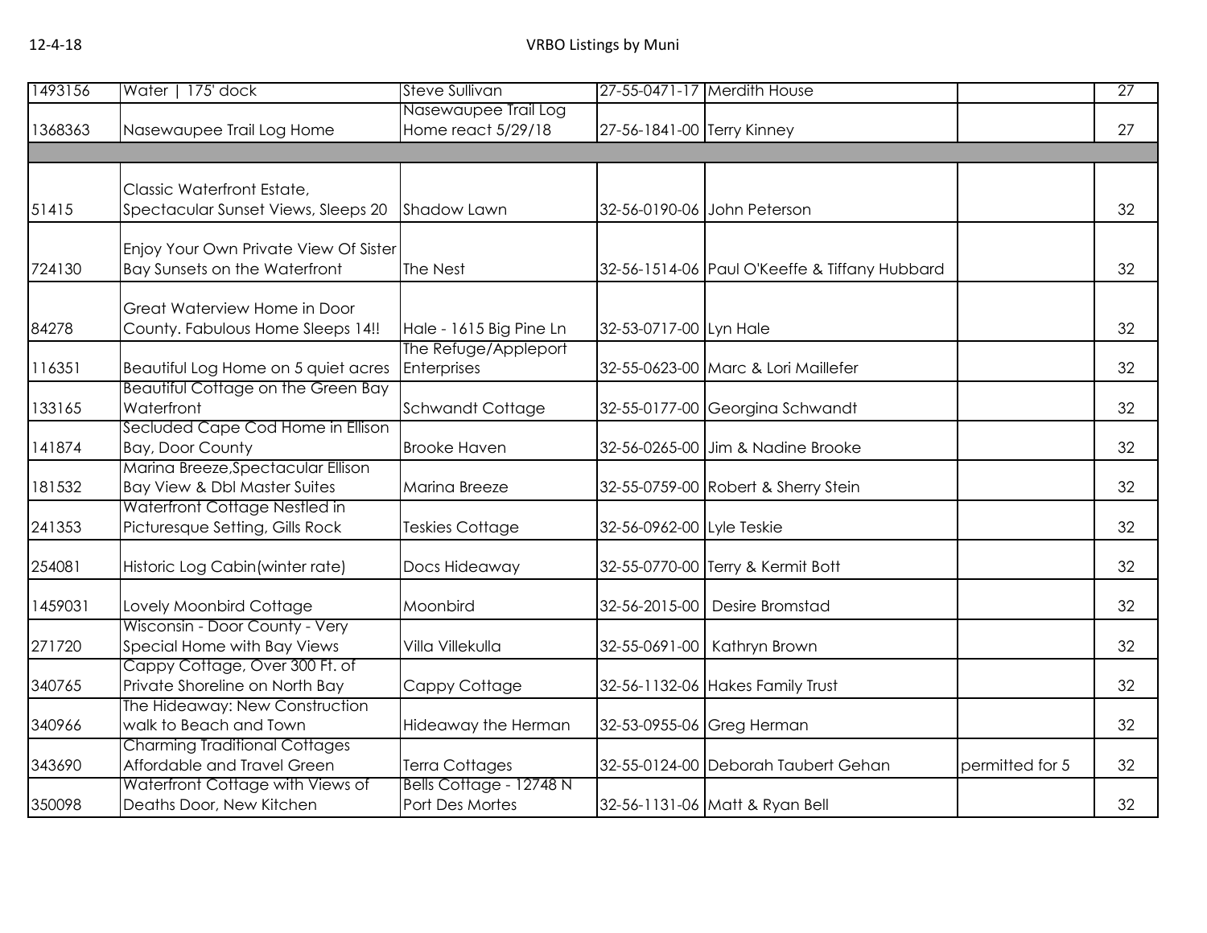| | | | | | | |
|---|---|---|---|---|---|---|
| 1493156 | Water \| 175' dock | Steve Sullivan | 27-55-0471-17 | Merdith House | | 27 |
| 1368363 | Nasewaupee Trail Log Home | Nasewaupee Trail Log Home react 5/29/18 | 27-56-1841-00 | Terry Kinney | | 27 |
| | | | | | | |
| 51415 | Classic Waterfront Estate, Spectacular Sunset Views, Sleeps 20 | Shadow Lawn | 32-56-0190-06 | John Peterson | | 32 |
| 724130 | Enjoy Your Own Private View Of Sister Bay Sunsets on the Waterfront | The Nest | 32-56-1514-06 | Paul O'Keeffe & Tiffany Hubbard | | 32 |
| 84278 | Great Waterview Home in Door County. Fabulous Home Sleeps 14!! | Hale - 1615 Big Pine Ln | 32-53-0717-00 | Lyn Hale | | 32 |
| 116351 | Beautiful Log Home on 5 quiet acres | The Refuge/Appleport Enterprises | 32-55-0623-00 | Marc & Lori Maillefer | | 32 |
| 133165 | Beautiful Cottage on the Green Bay Waterfront | Schwandt Cottage | 32-55-0177-00 | Georgina Schwandt | | 32 |
| 141874 | Secluded Cape Cod Home in Ellison Bay, Door County | Brooke Haven | 32-56-0265-00 | Jim & Nadine Brooke | | 32 |
| 181532 | Marina Breeze,Spectacular Ellison Bay View & Dbl Master Suites | Marina Breeze | 32-55-0759-00 | Robert & Sherry Stein | | 32 |
| 241353 | Waterfront Cottage Nestled in Picturesque Setting, Gills Rock | Teskies Cottage | 32-56-0962-00 | Lyle Teskie | | 32 |
| 254081 | Historic Log Cabin(winter rate) | Docs Hideaway | 32-55-0770-00 | Terry & Kermit Bott | | 32 |
| 1459031 | Lovely Moonbird Cottage | Moonbird | 32-56-2015-00 | Desire Bromstad | | 32 |
| 271720 | Wisconsin - Door County - Very Special Home with Bay Views | Villa Villekulla | 32-55-0691-00 | Kathryn Brown | | 32 |
| 340765 | Cappy Cottage, Over 300 Ft. of Private Shoreline on North Bay | Cappy Cottage | 32-56-1132-06 | Hakes Family Trust | | 32 |
| 340966 | The Hideaway: New Construction walk to Beach and Town | Hideaway the Herman | 32-53-0955-06 | Greg Herman | | 32 |
| 343690 | Charming Traditional Cottages Affordable and Travel Green | Terra Cottages | 32-55-0124-00 | Deborah Taubert Gehan | permitted for 5 | 32 |
| 350098 | Waterfront Cottage with Views of Deaths Door, New Kitchen | Bells Cottage - 12748 N Port Des Mortes | 32-56-1131-06 | Matt & Ryan Bell | | 32 |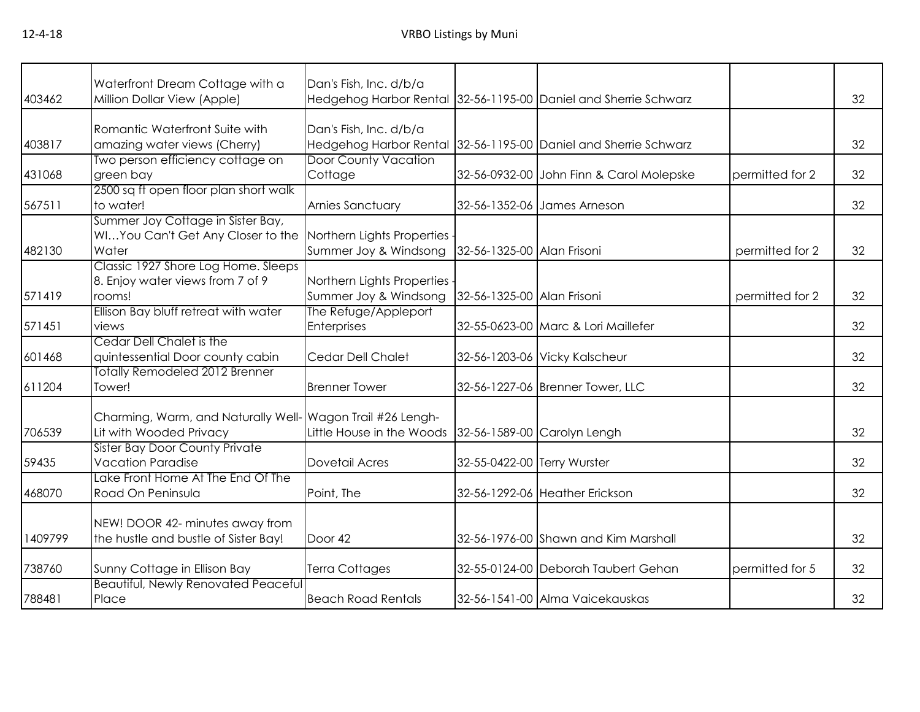| | | | | | | |
|---|---|---|---|---|---|---|
| 403462 | Waterfront Dream Cottage with a Million Dollar View (Apple) | Dan's Fish, Inc. d/b/a Hedgehog Harbor Rental | 32-56-1195-00 | Daniel and Sherrie Schwarz | | 32 |
| 403817 | Romantic Waterfront Suite with amazing water views (Cherry) | Dan's Fish, Inc. d/b/a Hedgehog Harbor Rental | 32-56-1195-00 | Daniel and Sherrie Schwarz | | 32 |
| 431068 | Two person efficiency cottage on green bay | Door County Vacation Cottage | 32-56-0932-00 | John Finn & Carol Molepske | permitted for 2 | 32 |
| 567511 | 2500 sq ft open floor plan short walk to water! | Arnies Sanctuary | 32-56-1352-06 | James Arneson | | 32 |
| 482130 | Summer Joy Cottage in Sister Bay, WI…You Can't Get Any Closer to the Water | Northern Lights Properties - Summer Joy & Windsong | 32-56-1325-00 | Alan Frisoni | permitted for 2 | 32 |
| 571419 | Classic 1927 Shore Log Home. Sleeps 8. Enjoy water views from 7 of 9 rooms! | Northern Lights Properties - Summer Joy & Windsong | 32-56-1325-00 | Alan Frisoni | permitted for 2 | 32 |
| 571451 | Ellison Bay bluff retreat with water views | The Refuge/Appleport Enterprises | 32-55-0623-00 | Marc & Lori Maillefer | | 32 |
| 601468 | Cedar Dell Chalet is the quintessential Door county cabin | Cedar Dell Chalet | 32-56-1203-06 | Vicky Kalscheur | | 32 |
| 611204 | Totally Remodeled 2012 Brenner Tower! | Brenner Tower | 32-56-1227-06 | Brenner Tower, LLC | | 32 |
| 706539 | Charming, Warm, and Naturally Well-Lit with Wooded Privacy | Wagon Trail #26 Lengh-Little House in the Woods | 32-56-1589-00 | Carolyn Lengh | | 32 |
| 59435 | Sister Bay Door County Private Vacation Paradise | Dovetail Acres | 32-55-0422-00 | Terry Wurster | | 32 |
| 468070 | Lake Front Home At The End Of The Road On Peninsula | Point, The | 32-56-1292-06 | Heather Erickson | | 32 |
| 1409799 | NEW! DOOR 42- minutes away from the hustle and bustle of Sister Bay! | Door 42 | 32-56-1976-00 | Shawn and Kim Marshall | | 32 |
| 738760 | Sunny Cottage in Ellison Bay | Terra Cottages | 32-55-0124-00 | Deborah Taubert Gehan | permitted for 5 | 32 |
| 788481 | Beautiful, Newly Renovated Peaceful Place | Beach Road Rentals | 32-56-1541-00 | Alma Vaicekauskas | | 32 |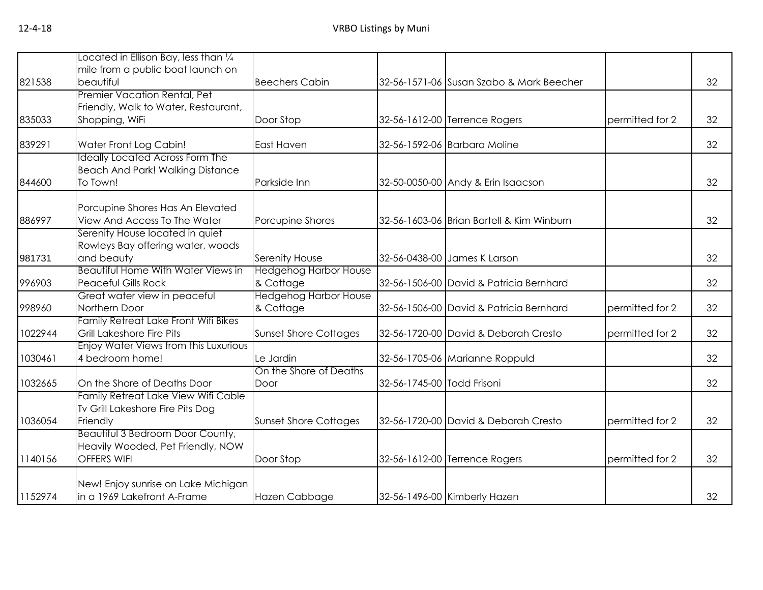| | | | | | | |
|---|---|---|---|---|---|---|
| 821538 | Located in Ellison Bay, less than ¼ mile from a public boat launch on beautiful | Beechers Cabin | 32-56-1571-06 | Susan Szabo & Mark Beecher | | 32 |
| 835033 | Premier Vacation Rental, Pet Friendly, Walk to Water, Restaurant, Shopping, WiFi | Door Stop | 32-56-1612-00 | Terrence Rogers | permitted for 2 | 32 |
| 839291 | Water Front Log Cabin! | East Haven | 32-56-1592-06 | Barbara Moline | | 32 |
| 844600 | Ideally Located Across Form The Beach And Park! Walking Distance To Town! | Parkside Inn | 32-50-0050-00 | Andy & Erin Isaacson | | 32 |
| 886997 | Porcupine Shores Has An Elevated View And Access To The Water | Porcupine Shores | 32-56-1603-06 | Brian Bartell & Kim Winburn | | 32 |
| 981731 | Serenity House located in quiet Rowleys Bay offering water, woods and beauty | Serenity House | 32-56-0438-00 | James K Larson | | 32 |
| 996903 | Beautiful Home With Water Views in Peaceful Gills Rock | Hedgehog Harbor House & Cottage | 32-56-1506-00 | David & Patricia Bernhard | | 32 |
| 998960 | Great water view in peaceful Northern Door | Hedgehog Harbor House & Cottage | 32-56-1506-00 | David & Patricia Bernhard | permitted for 2 | 32 |
| 1022944 | Family Retreat Lake Front Wifi Bikes Grill Lakeshore Fire Pits | Sunset Shore Cottages | 32-56-1720-00 | David & Deborah Cresto | permitted for 2 | 32 |
| 1030461 | Enjoy Water Views from this Luxurious 4 bedroom home! | Le Jardin | 32-56-1705-06 | Marianne Roppuld | | 32 |
| 1032665 | On the Shore of Deaths Door | On the Shore of Deaths Door | 32-56-1745-00 | Todd Frisoni | | 32 |
| 1036054 | Family Retreat Lake View Wifi Cable Tv Grill Lakeshore Fire Pits Dog Friendly | Sunset Shore Cottages | 32-56-1720-00 | David & Deborah Cresto | permitted for 2 | 32 |
| 1140156 | Beautiful 3 Bedroom Door County, Heavily Wooded, Pet Friendly, NOW OFFERS WIFI | Door Stop | 32-56-1612-00 | Terrence Rogers | permitted for 2 | 32 |
| 1152974 | New! Enjoy sunrise on Lake Michigan in a 1969 Lakefront A-Frame | Hazen Cabbage | 32-56-1496-00 | Kimberly Hazen | | 32 |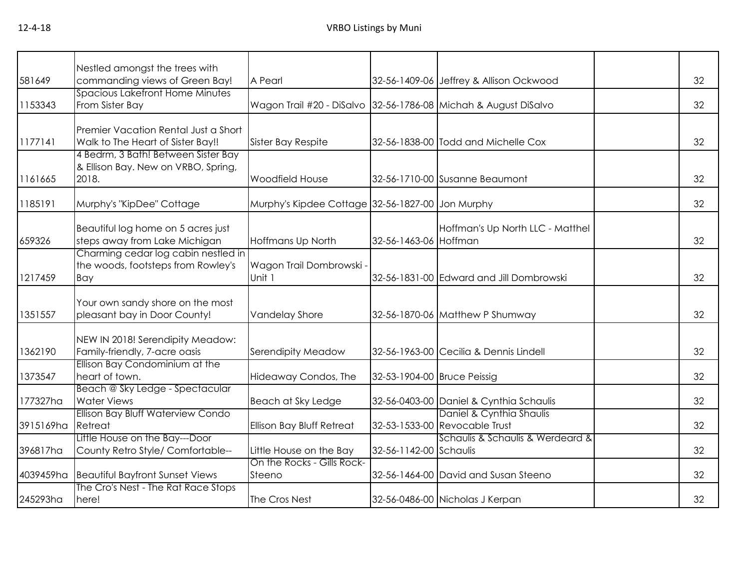| | | | | | | |
|---|---|---|---|---|---|---|
| 581649 | Nestled amongst the trees with commanding views of Green Bay! | A Pearl | 32-56-1409-06 | Jeffrey & Allison Ockwood | | 32 |
| 1153343 | Spacious Lakefront Home Minutes From Sister Bay | Wagon Trail #20 - DiSalvo | 32-56-1786-08 | Michah & August DiSalvo | | 32 |
| 1177141 | Premier Vacation Rental Just a Short Walk to The Heart of Sister Bay!! | Sister Bay Respite | 32-56-1838-00 | Todd and Michelle Cox | | 32 |
| 1161665 | 4 Bedrm, 3 Bath! Between Sister Bay & Ellison Bay. New on VRBO, Spring, 2018. | Woodfield House | 32-56-1710-00 | Susanne Beaumont | | 32 |
| 1185191 | Murphy's "KipDee" Cottage | Murphy's Kipdee Cottage | 32-56-1827-00 | Jon Murphy | | 32 |
| 659326 | Beautiful log home on 5 acres just steps away from Lake Michigan | Hoffmans Up North | 32-56-1463-06 | Hoffman's Up North LLC - Matthel Hoffman | | 32 |
| 1217459 | Charming cedar log cabin nestled in the woods, footsteps from Rowley's Bay | Wagon Trail Dombrowski - Unit 1 | 32-56-1831-00 | Edward and Jill Dombrowski | | 32 |
| 1351557 | Your own sandy shore on the most pleasant bay in Door County! | Vandelay Shore | 32-56-1870-06 | Matthew P Shumway | | 32 |
| 1362190 | NEW IN 2018! Serendipity Meadow: Family-friendly, 7-acre oasis | Serendipity Meadow | 32-56-1963-00 | Cecilia & Dennis Lindell | | 32 |
| 1373547 | Ellison Bay Condominium at the heart of town. | Hideaway Condos, The | 32-53-1904-00 | Bruce Peissig | | 32 |
| 177327ha | Beach @ Sky Ledge - Spectacular Water Views | Beach at Sky Ledge | 32-56-0403-00 | Daniel & Cynthia Schaulis | | 32 |
| 3915169ha | Ellison Bay Bluff Waterview Condo Retreat | Ellison Bay Bluff Retreat | 32-53-1533-00 | Daniel & Cynthia Shaulis Revocable Trust | | 32 |
| 396817ha | Little House on the Bay---Door County Retro Style/ Comfortable-- | Little House on the Bay | 32-56-1142-00 | Schaulis & Schaulis & Werdeard & Schaulis | | 32 |
| 4039459ha | Beautiful Bayfront Sunset Views | On the Rocks - Gills Rock-Steeno | 32-56-1464-00 | David and Susan Steeno | | 32 |
| 245293ha | The Cro's Nest - The Rat Race Stops here! | The Cros Nest | 32-56-0486-00 | Nicholas J Kerpan | | 32 |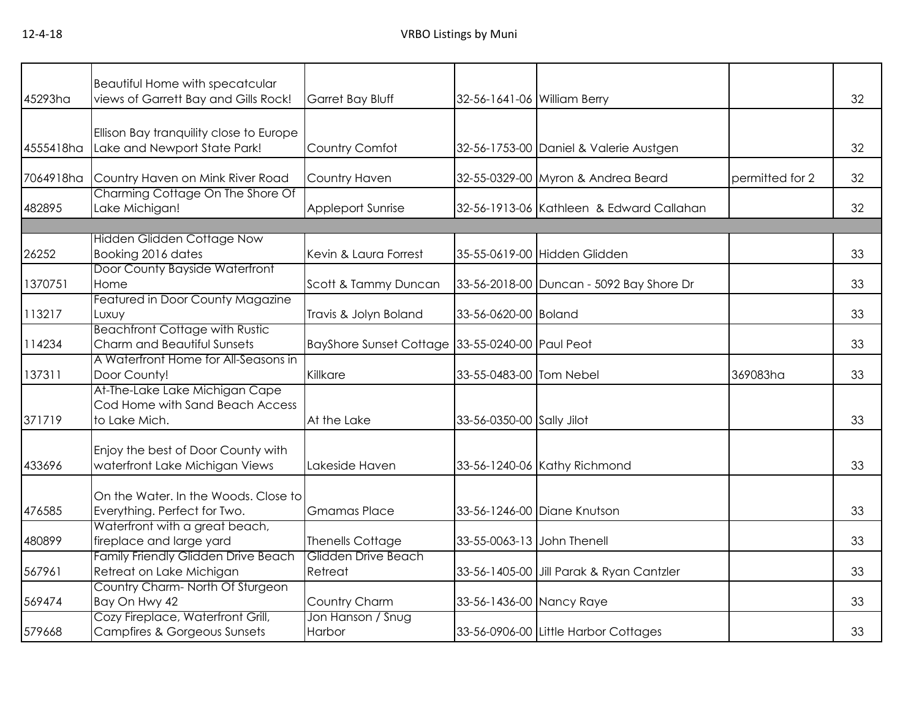| | | | | | | |
|---|---|---|---|---|---|---|
| 45293ha | Beautiful Home with specatcular views of Garrett Bay and Gills Rock! | Garret Bay Bluff | 32-56-1641-06 | William Berry | | 32 |
| 4555418ha | Ellison Bay tranquility close to Europe Lake and Newport State Park! | Country Comfot | 32-56-1753-00 | Daniel & Valerie Austgen | | 32 |
| 7064918ha | Country Haven on Mink River Road | Country Haven | 32-55-0329-00 | Myron & Andrea Beard | permitted for 2 | 32 |
| 482895 | Charming Cottage On The Shore Of Lake Michigan! | Appleport Sunrise | 32-56-1913-06 | Kathleen & Edward Callahan | | 32 |
| | | | | | | |
| 26252 | Hidden Glidden Cottage Now Booking 2016 dates | Kevin & Laura Forrest | 35-55-0619-00 | Hidden Glidden | | 33 |
| 1370751 | Door County Bayside Waterfront Home | Scott & Tammy Duncan | 33-56-2018-00 | Duncan - 5092 Bay Shore Dr | | 33 |
| 113217 | Featured in Door County Magazine Luxuy | Travis & Jolyn Boland | 33-56-0620-00 | Boland | | 33 |
| 114234 | Beachfront Cottage with Rustic Charm and Beautiful Sunsets | BayShore Sunset Cottage | 33-55-0240-00 | Paul Peot | | 33 |
| 137311 | A Waterfront Home for All-Seasons in Door County! | Killkare | 33-55-0483-00 | Tom Nebel | 369083ha | 33 |
| 371719 | At-The-Lake Lake Michigan Cape Cod Home with Sand Beach Access to Lake Mich. | At the Lake | 33-56-0350-00 | Sally Jilot | | 33 |
| 433696 | Enjoy the best of Door County with waterfront Lake Michigan Views | Lakeside Haven | 33-56-1240-06 | Kathy Richmond | | 33 |
| 476585 | On the Water. In the Woods. Close to Everything. Perfect for Two. | Gmamas Place | 33-56-1246-00 | Diane Knutson | | 33 |
| 480899 | Waterfront with a great beach, fireplace and large yard | Thenells Cottage | 33-55-0063-13 | John Thenell | | 33 |
| 567961 | Family Friendly Glidden Drive Beach Retreat on Lake Michigan | Glidden Drive Beach Retreat | 33-56-1405-00 | Jill Parak & Ryan Cantzler | | 33 |
| 569474 | Country Charm- North Of Sturgeon Bay On Hwy 42 | Country Charm | 33-56-1436-00 | Nancy Raye | | 33 |
| 579668 | Cozy Fireplace, Waterfront Grill, Campfires & Gorgeous Sunsets | Jon Hanson / Snug Harbor | 33-56-0906-00 | Little Harbor Cottages | | 33 |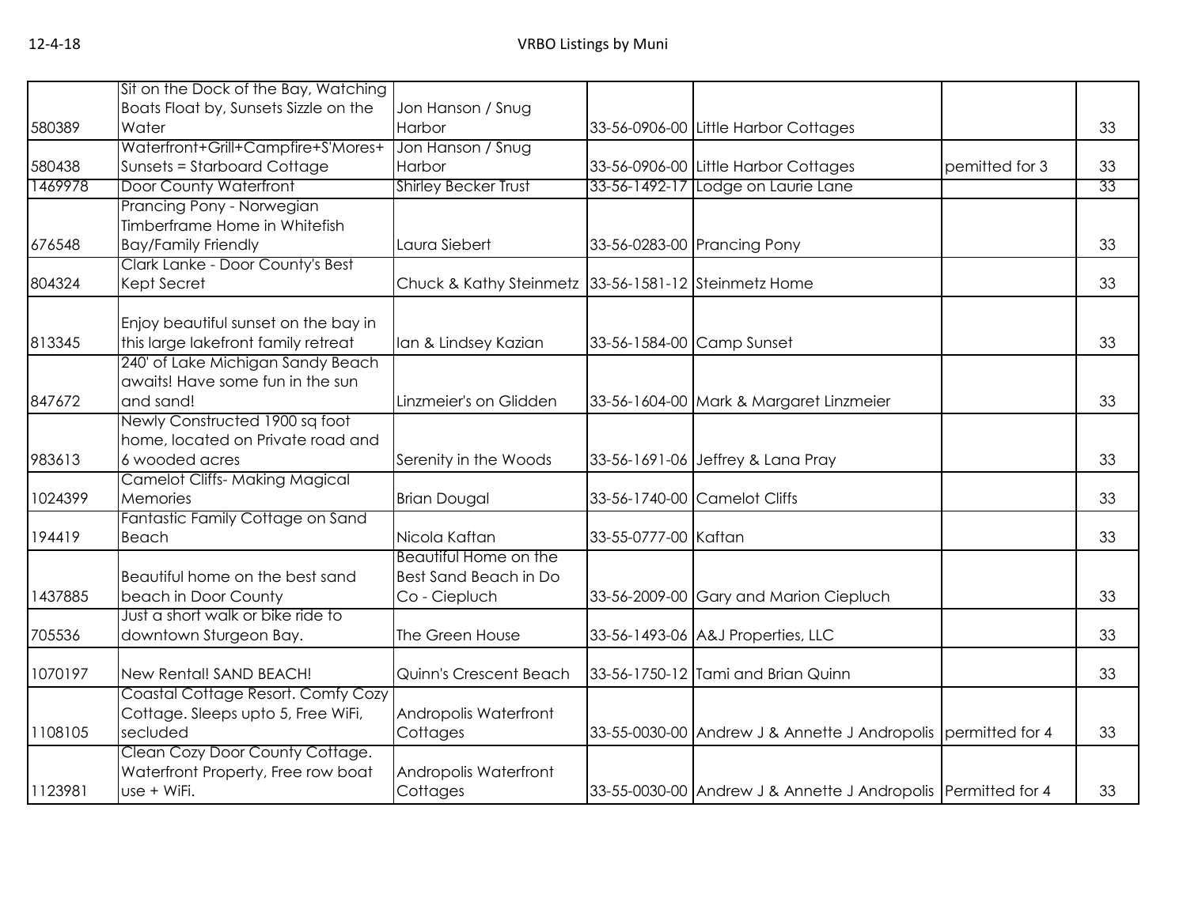| | | | | | | |
|---|---|---|---|---|---|---|
| 580389 | Sit on the Dock of the Bay, Watching Boats Float by, Sunsets Sizzle on the Water | Jon Hanson / Snug Harbor | 33-56-0906-00 | Little Harbor Cottages | | 33 |
| 580438 | Waterfront+Grill+Campfire+S'Mores+ Sunsets = Starboard Cottage | Jon Hanson / Snug Harbor | 33-56-0906-00 | Little Harbor Cottages | pemitted for 3 | 33 |
| 1469978 | Door County Waterfront | Shirley Becker Trust | 33-56-1492-17 | Lodge on Laurie Lane | | 33 |
| 676548 | Prancing Pony - Norwegian Timberframe Home in Whitefish Bay/Family Friendly | Laura Siebert | 33-56-0283-00 | Prancing Pony | | 33 |
| 804324 | Clark Lanke - Door County's Best Kept Secret | Chuck & Kathy Steinmetz | 33-56-1581-12 | Steinmetz Home | | 33 |
| 813345 | Enjoy beautiful sunset on the bay in this large lakefront family retreat | Ian & Lindsey Kazian | 33-56-1584-00 | Camp Sunset | | 33 |
| 847672 | 240' of Lake Michigan Sandy Beach awaits! Have some fun in the sun and sand! | Linzmeier's on Glidden | 33-56-1604-00 | Mark & Margaret Linzmeier | | 33 |
| 983613 | Newly Constructed 1900 sq foot home, located on Private road and 6 wooded acres | Serenity in the Woods | 33-56-1691-06 | Jeffrey & Lana Pray | | 33 |
| 1024399 | Camelot Cliffs- Making Magical Memories | Brian Dougal | 33-56-1740-00 | Camelot Cliffs | | 33 |
| 194419 | Fantastic Family Cottage on Sand Beach | Nicola Kaftan | 33-55-0777-00 | Kaftan | | 33 |
| 1437885 | Beautiful home on the best sand beach in Door County | Beautiful Home on the Best Sand Beach in Do Co - Ciepluch | 33-56-2009-00 | Gary and Marion Ciepluch | | 33 |
| 705536 | Just a short walk or bike ride to downtown Sturgeon Bay. | The Green House | 33-56-1493-06 | A&J Properties, LLC | | 33 |
| 1070197 | New Rental! SAND BEACH! | Quinn's Crescent Beach | 33-56-1750-12 | Tami and Brian Quinn | | 33 |
| 1108105 | Coastal Cottage Resort. Comfy Cozy Cottage. Sleeps upto 5, Free WiFi, secluded | Andropolis Waterfront Cottages | 33-55-0030-00 | Andrew J & Annette J Andropolis | permitted for 4 | 33 |
| 1123981 | Clean Cozy Door County Cottage. Waterfront Property, Free row boat use + WiFi. | Andropolis Waterfront Cottages | 33-55-0030-00 | Andrew J & Annette J Andropolis | Permitted for 4 | 33 |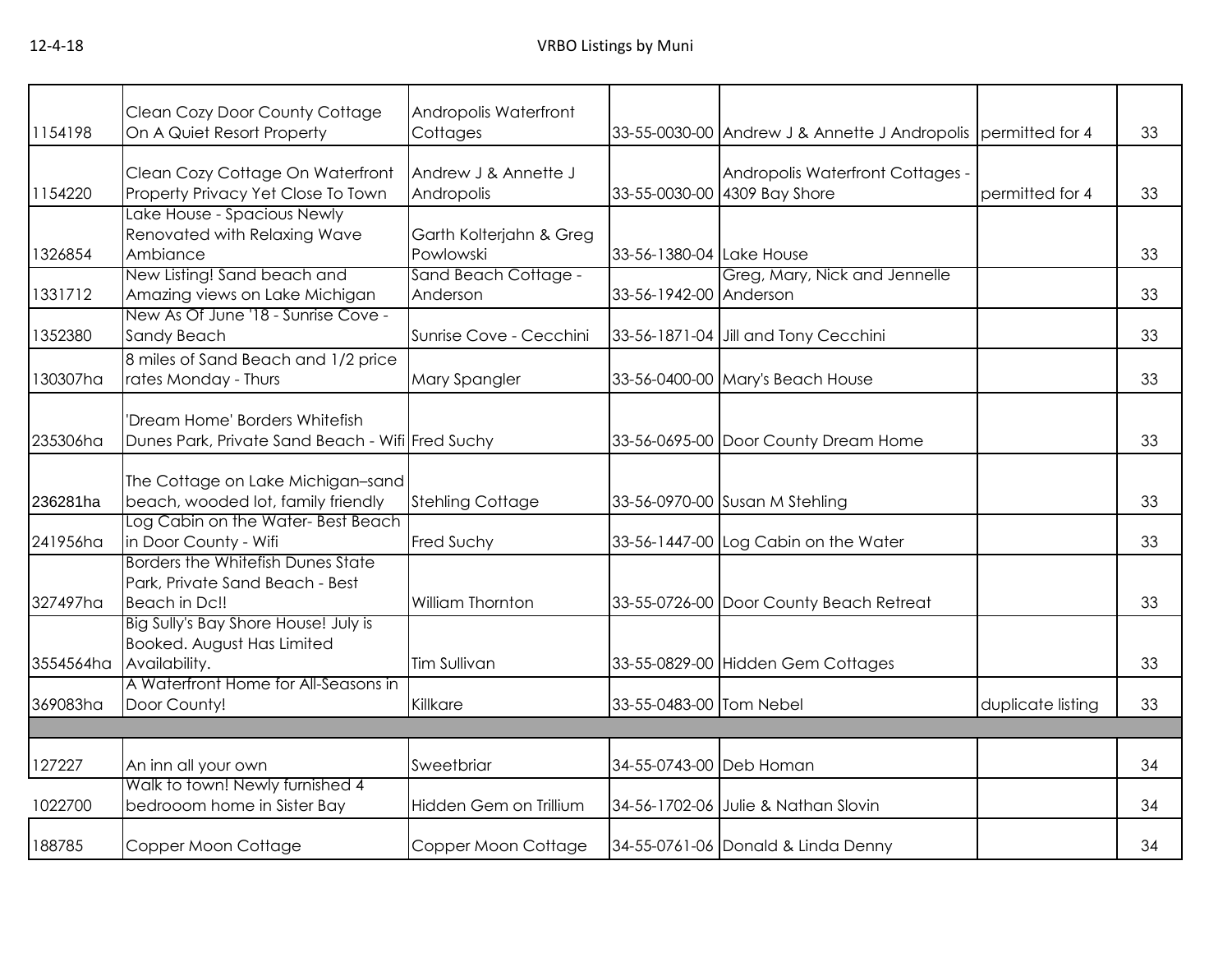| | | | | | | |
|---|---|---|---|---|---|---|
| 1154198 | Clean Cozy Door County Cottage On A Quiet Resort Property | Andropolis Waterfront Cottages | 33-55-0030-00 | Andrew J & Annette J Andropolis | permitted for 4 | 33 |
| 1154220 | Clean Cozy Cottage On Waterfront Property Privacy Yet Close To Town | Andrew J & Annette J Andropolis | 33-55-0030-00 | Andropolis Waterfront Cottages - 4309 Bay Shore | permitted for 4 | 33 |
| 1326854 | Lake House - Spacious Newly Renovated with Relaxing Wave Ambiance | Garth Kolterjahn & Greg Powlowski | 33-56-1380-04 | Lake House | | 33 |
| 1331712 | New Listing! Sand beach and Amazing views on Lake Michigan | Sand Beach Cottage - Anderson | 33-56-1942-00 | Greg, Mary, Nick and Jennelle Anderson | | 33 |
| 1352380 | New As Of June '18 - Sunrise Cove - Sandy Beach | Sunrise Cove - Cecchini | 33-56-1871-04 | Jill and Tony Cecchini | | 33 |
| 130307ha | 8 miles of Sand Beach and 1/2 price rates Monday - Thurs | Mary Spangler | 33-56-0400-00 | Mary's Beach House | | 33 |
| 235306ha | 'Dream Home' Borders Whitefish Dunes Park, Private Sand Beach - Wifi | Fred Suchy | 33-56-0695-00 | Door County Dream Home | | 33 |
| 236281ha | The Cottage on Lake Michigan–sand beach, wooded lot, family friendly | Stehling Cottage | 33-56-0970-00 | Susan M Stehling | | 33 |
| 241956ha | Log Cabin on the Water- Best Beach in Door County - Wifi | Fred Suchy | 33-56-1447-00 | Log Cabin on the Water | | 33 |
| 327497ha | Borders the Whitefish Dunes State Park, Private Sand Beach - Best Beach in Dc!! | William Thornton | 33-55-0726-00 | Door County Beach Retreat | | 33 |
| 3554564ha | Big Sully's Bay Shore House! July is Booked. August Has Limited Availability. | Tim Sullivan | 33-55-0829-00 | Hidden Gem Cottages | | 33 |
| 369083ha | A Waterfront Home for All-Seasons in Door County! | Killkare | 33-55-0483-00 | Tom Nebel | duplicate listing | 33 |
| | | | | | | |
| 127227 | An inn all your own | Sweetbriar | 34-55-0743-00 | Deb Homan | | 34 |
| 1022700 | Walk to town! Newly furnished 4 bedrooom home in Sister Bay | Hidden Gem on Trillium | 34-56-1702-06 | Julie & Nathan Slovin | | 34 |
| 188785 | Copper Moon Cottage | Copper Moon Cottage | 34-55-0761-06 | Donald & Linda Denny | | 34 |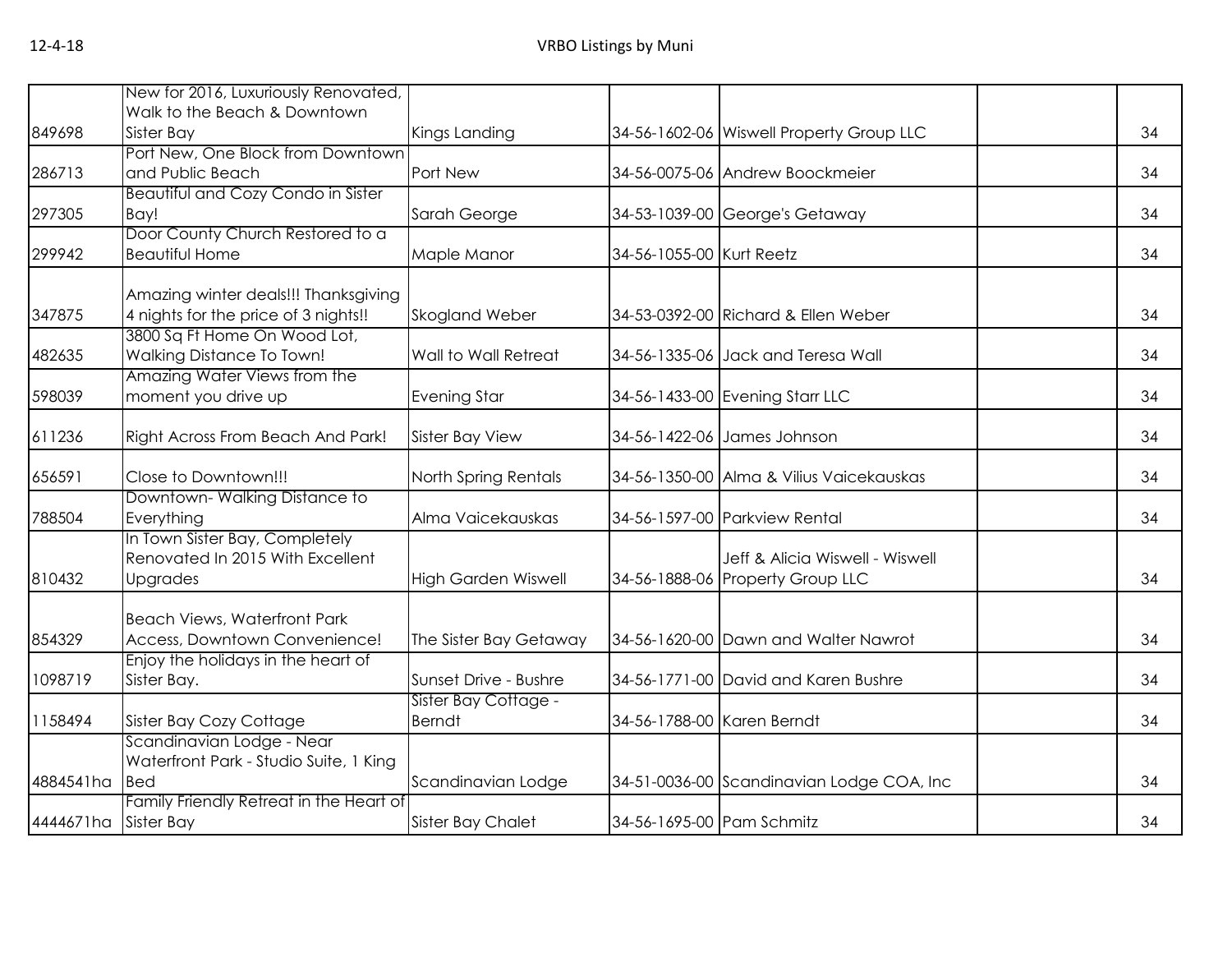| | | | | | | |
|---|---|---|---|---|---|---|
| 849698 | New for 2016, Luxuriously Renovated, Walk to the Beach & Downtown Sister Bay | Kings Landing | 34-56-1602-06 | Wiswell Property Group LLC | | 34 |
| 286713 | Port New, One Block from Downtown and Public Beach | Port New | 34-56-0075-06 | Andrew Boockmeier | | 34 |
| 297305 | Beautiful and Cozy Condo in Sister Bay! | Sarah George | 34-53-1039-00 | George's Getaway | | 34 |
| 299942 | Door County Church Restored to a Beautiful Home | Maple Manor | 34-56-1055-00 | Kurt Reetz | | 34 |
| 347875 | Amazing winter deals!!! Thanksgiving 4 nights for the price of 3 nights!! | Skogland Weber | 34-53-0392-00 | Richard & Ellen Weber | | 34 |
| 482635 | 3800 Sq Ft Home On Wood Lot, Walking Distance To Town! | Wall to Wall Retreat | 34-56-1335-06 | Jack and Teresa Wall | | 34 |
| 598039 | Amazing Water Views from the moment you drive up | Evening Star | 34-56-1433-00 | Evening Starr LLC | | 34 |
| 611236 | Right Across From Beach And Park! | Sister Bay View | 34-56-1422-06 | James Johnson | | 34 |
| 656591 | Close to Downtown!!! | North Spring Rentals | 34-56-1350-00 | Alma & Vilius Vaicekauskas | | 34 |
| 788504 | Downtown- Walking Distance to Everything | Alma Vaicekauskas | 34-56-1597-00 | Parkview Rental | | 34 |
| 810432 | In Town Sister Bay, Completely Renovated In 2015 With Excellent Upgrades | High Garden Wiswell | 34-56-1888-06 | Jeff & Alicia Wiswell - Wiswell Property Group LLC | | 34 |
| 854329 | Beach Views, Waterfront Park Access, Downtown Convenience! | The Sister Bay Getaway | 34-56-1620-00 | Dawn and Walter Nawrot | | 34 |
| 1098719 | Enjoy the holidays in the heart of Sister Bay. | Sunset Drive - Bushre | 34-56-1771-00 | David and Karen Bushre | | 34 |
| 1158494 | Sister Bay Cozy Cottage | Sister Bay Cottage - Berndt | 34-56-1788-00 | Karen Berndt | | 34 |
| 4884541ha | Scandinavian Lodge - Near Waterfront Park - Studio Suite, 1 King Bed | Scandinavian Lodge | 34-51-0036-00 | Scandinavian Lodge COA, Inc | | 34 |
| 4444671ha | Family Friendly Retreat in the Heart of Sister Bay | Sister Bay Chalet | 34-56-1695-00 | Pam Schmitz | | 34 |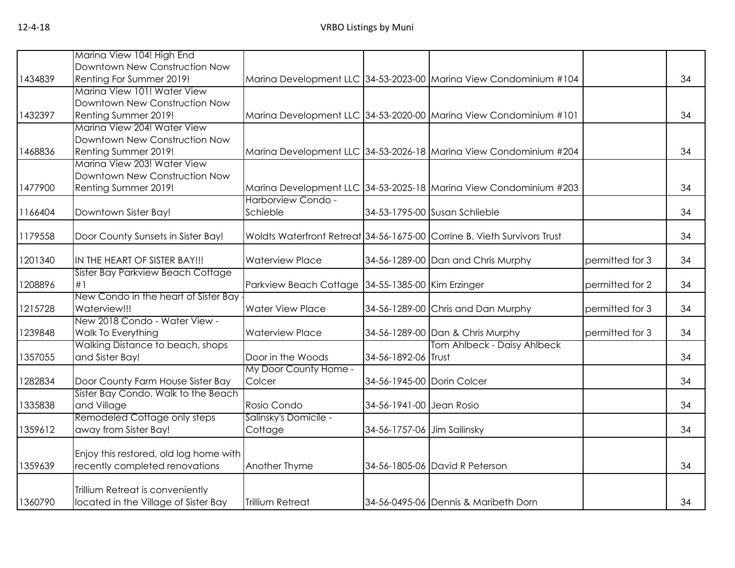| | | | | | | |
|---|---|---|---|---|---|---|
| 1434839 | Marina View 104! High End Downtown New Construction Now Renting For Summer 2019! | Marina Development LLC | 34-53-2023-00 | Marina View Condominium #104 | | 34 |
| 1432397 | Marina View 101! Water View Downtown New Construction Now Renting Summer 2019! | Marina Development LLC | 34-53-2020-00 | Marina View Condominium #101 | | 34 |
| 1468836 | Marina View 204! Water View Downtown New Construction Now Renting Summer 2019! | Marina Development LLC | 34-53-2026-18 | Marina View Condominium #204 | | 34 |
| 1477900 | Marina View 203! Water View Downtown New Construction Now Renting Summer 2019! | Marina Development LLC | 34-53-2025-18 | Marina View Condominium #203 | | 34 |
| 1166404 | Downtown Sister Bay! | Harborview Condo - Schieble | 34-53-1795-00 | Susan Schlieble | | 34 |
| 1179558 | Door County Sunsets in Sister Bay! | Woldts Waterfront Retreat | 34-56-1675-00 | Corrine B. Vieth Survivors Trust | | 34 |
| 1201340 | IN THE HEART OF SISTER BAY!!! | Waterview Place | 34-56-1289-00 | Dan and Chris Murphy | permitted for 3 | 34 |
| 1208896 | Sister Bay Parkview Beach Cottage #1 | Parkview Beach Cottage | 34-55-1385-00 | Kim Erzinger | permitted for 2 | 34 |
| 1215728 | New Condo in the heart of Sister Bay - Waterview!!! | Water View Place | 34-56-1289-00 | Chris and Dan Murphy | permitted for 3 | 34 |
| 1239848 | New 2018 Condo - Water View - Walk To Everything | Waterview Place | 34-56-1289-00 | Dan & Chris Murphy | permitted for 3 | 34 |
| 1357055 | Walking Distance to beach, shops and Sister Bay! | Door in the Woods | 34-56-1892-06 | Tom Ahlbeck - Daisy Ahlbeck Trust | | 34 |
| 1282834 | Door County Farm House Sister Bay | My Door County Home - Colcer | 34-56-1945-00 | Dorin Colcer | | 34 |
| 1335838 | Sister Bay Condo, Walk to the Beach and Village | Rosio Condo | 34-56-1941-00 | Jean Rosio | | 34 |
| 1359612 | Remodeled Cottage only steps away from Sister Bay! | Salinsky's Domicile - Cottage | 34-56-1757-06 | Jim Sailinsky | | 34 |
| 1359639 | Enjoy this restored, old log home with recently completed renovations | Another Thyme | 34-56-1805-06 | David R Peterson | | 34 |
| 1360790 | Trillium Retreat is conveniently located in the Village of Sister Bay | Trillium Retreat | 34-56-0495-06 | Dennis & Maribeth Dorn | | 34 |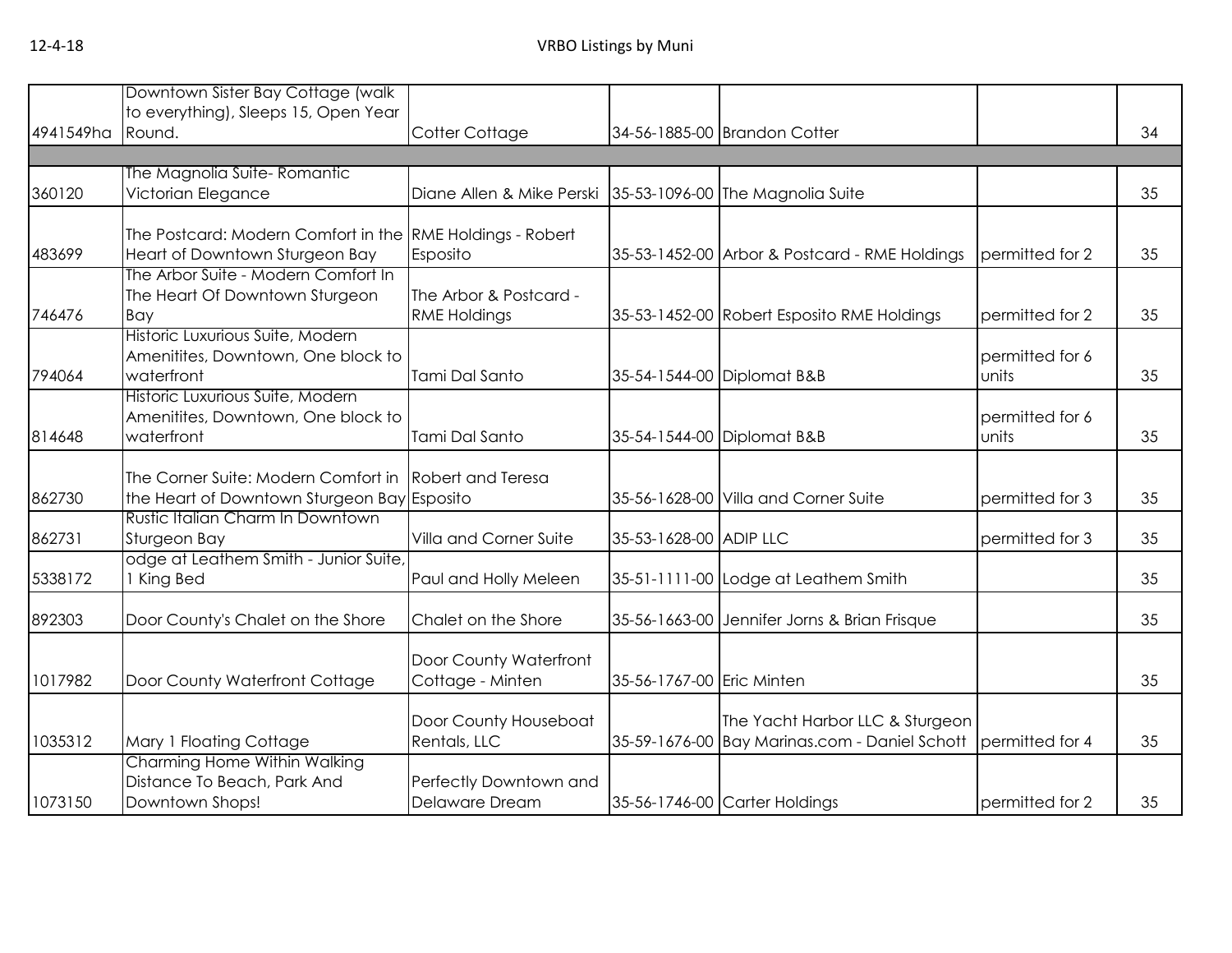| | | | | | | |
|---|---|---|---|---|---|---|
| 4941549ha | Downtown Sister Bay Cottage (walk to everything), Sleeps 15, Open Year Round. | Cotter Cottage | 34-56-1885-00 | Brandon Cotter | | 34 |
| | | | | | | |
| 360120 | The Magnolia Suite- Romantic Victorian Elegance | Diane Allen & Mike Perski | 35-53-1096-00 | The Magnolia Suite | | 35 |
| 483699 | The Postcard: Modern Comfort in the Heart of Downtown Sturgeon Bay | RME Holdings - Robert Esposito | 35-53-1452-00 | Arbor & Postcard - RME Holdings | permitted for 2 | 35 |
| 746476 | The Arbor Suite - Modern Comfort In The Heart Of Downtown Sturgeon Bay | The Arbor & Postcard - RME Holdings | 35-53-1452-00 | Robert Esposito RME Holdings | permitted for 2 | 35 |
| 794064 | Historic Luxurious Suite, Modern Amenitites, Downtown, One block to waterfront | Tami Dal Santo | 35-54-1544-00 | Diplomat B&B | permitted for 6 units | 35 |
| 814648 | Historic Luxurious Suite, Modern Amenitites, Downtown, One block to waterfront | Tami Dal Santo | 35-54-1544-00 | Diplomat B&B | permitted for 6 units | 35 |
| 862730 | The Corner Suite: Modern Comfort in the Heart of Downtown Sturgeon Bay | Robert and Teresa Esposito | 35-56-1628-00 | Villa and Corner Suite | permitted for 3 | 35 |
| 862731 | Rustic Italian Charm In Downtown Sturgeon Bay | Villa and Corner Suite | 35-53-1628-00 | ADIP LLC | permitted for 3 | 35 |
| 5338172 | odge at Leathem Smith - Junior Suite, 1 King Bed | Paul and Holly Meleen | 35-51-1111-00 | Lodge at Leathem Smith | | 35 |
| 892303 | Door County's Chalet on the Shore | Chalet on the Shore | 35-56-1663-00 | Jennifer Jorns & Brian Frisque | | 35 |
| 1017982 | Door County Waterfront Cottage | Door County Waterfront Cottage - Minten | 35-56-1767-00 | Eric Minten | | 35 |
| 1035312 | Mary 1 Floating Cottage | Door County Houseboat Rentals, LLC | 35-59-1676-00 | The Yacht Harbor LLC & Sturgeon Bay Marinas.com - Daniel Schott | permitted for 4 | 35 |
| 1073150 | Charming Home Within Walking Distance To Beach, Park And Downtown Shops! | Perfectly Downtown and Delaware Dream | 35-56-1746-00 | Carter Holdings | permitted for 2 | 35 |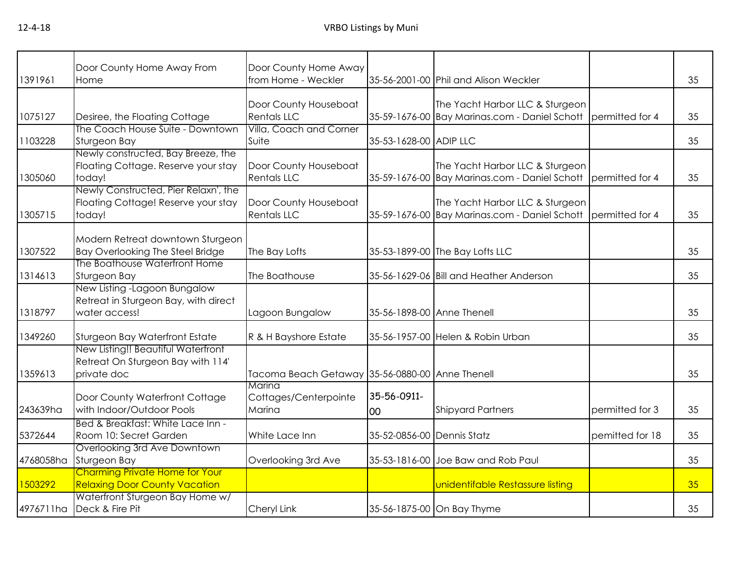| | | | | | | |
|---|---|---|---|---|---|---|
| 1391961 | Door County Home Away From Home | Door County Home Away from Home - Weckler | 35-56-2001-00 | Phil and Alison Weckler | | 35 |
| 1075127 | Desiree, the Floating Cottage | Door County Houseboat Rentals LLC | 35-59-1676-00 | The Yacht Harbor LLC & Sturgeon Bay Marinas.com - Daniel Schott | permitted for 4 | 35 |
| 1103228 | The Coach House Suite - Downtown Sturgeon Bay | Villa, Coach and Corner Suite | 35-53-1628-00 | ADIP LLC | | 35 |
| 1305060 | Newly constructed, Bay Breeze, the Floating Cottage. Reserve your stay today! | Door County Houseboat Rentals LLC | 35-59-1676-00 | The Yacht Harbor LLC & Sturgeon Bay Marinas.com - Daniel Schott | permitted for 4 | 35 |
| 1305715 | Newly Constructed, Pier Relaxn', the Floating Cottage! Reserve your stay today! | Door County Houseboat Rentals LLC | 35-59-1676-00 | The Yacht Harbor LLC & Sturgeon Bay Marinas.com - Daniel Schott | permitted for 4 | 35 |
| 1307522 | Modern Retreat downtown Sturgeon Bay Overlooking The Steel Bridge | The Bay Lofts | 35-53-1899-00 | The Bay Lofts LLC | | 35 |
| 1314613 | The Boathouse Waterfront Home Sturgeon Bay | The Boathouse | 35-56-1629-06 | Bill and Heather Anderson | | 35 |
| 1318797 | New Listing -Lagoon Bungalow Retreat in Sturgeon Bay, with direct water access! | Lagoon Bungalow | 35-56-1898-00 | Anne Thenell | | 35 |
| 1349260 | Sturgeon Bay Waterfront Estate | R & H Bayshore Estate | 35-56-1957-00 | Helen & Robin Urban | | 35 |
| 1359613 | New Listing!! Beautiful Waterfront Retreat On Sturgeon Bay with 114' private doc | Tacoma Beach Getaway | 35-56-0880-00 | Anne Thenell | | 35 |
| 243639ha | Door County Waterfront Cottage with Indoor/Outdoor Pools | Marina Cottages/Centerpointe Marina | 35-56-0911-00 | Shipyard Partners | permitted for 3 | 35 |
| 5372644 | Bed & Breakfast: White Lace Inn - Room 10: Secret Garden | White Lace Inn | 35-52-0856-00 | Dennis Statz | pemitted for 18 | 35 |
| 4768058ha | Overlooking 3rd Ave Downtown Sturgeon Bay | Overlooking 3rd Ave | 35-53-1816-00 | Joe Baw and Rob Paul | | 35 |
| 1503292 | Charming Private Home for Your Relaxing Door County Vacation | | | unidentifable Restassure listing | | 35 |
| 4976711ha | Waterfront Sturgeon Bay Home w/ Deck & Fire Pit | Cheryl Link | 35-56-1875-00 | On Bay Thyme | | 35 |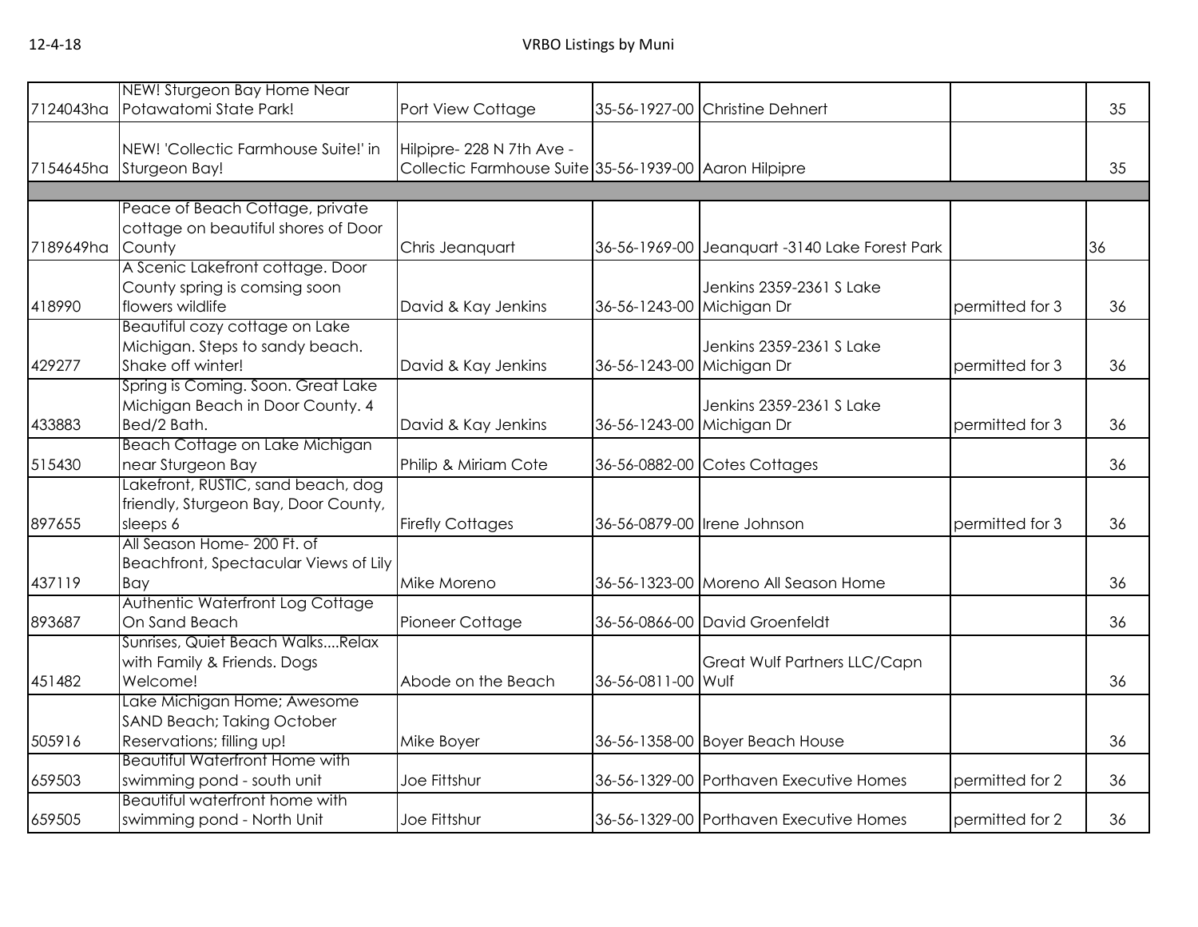| | | | | | | |
|---|---|---|---|---|---|---|
| 7124043ha | NEW! Sturgeon Bay Home Near Potawatomi State Park! | Port View Cottage | 35-56-1927-00 | Christine Dehnert | | 35 |
| 7154645ha | NEW! 'Collectic Farmhouse Suite!' in Sturgeon Bay! | Hilpipre- 228 N 7th Ave - Collectic Farmhouse Suite | 35-56-1939-00 | Aaron Hilpipre | | 35 |
| | | | | | | |
| 7189649ha | Peace of Beach Cottage, private cottage on beautiful shores of Door County | Chris Jeanquart | 36-56-1969-00 | Jeanquart -3140 Lake Forest Park | | 36 |
| 418990 | A Scenic Lakefront cottage. Door County spring is comsing soon flowers wildlife | David & Kay Jenkins | 36-56-1243-00 | Jenkins 2359-2361 S Lake Michigan Dr | permitted for 3 | 36 |
| 429277 | Beautiful cozy cottage on Lake Michigan. Steps to sandy beach. Shake off winter! | David & Kay Jenkins | 36-56-1243-00 | Jenkins 2359-2361 S Lake Michigan Dr | permitted for 3 | 36 |
| 433883 | Spring is Coming. Soon. Great Lake Michigan Beach in Door County. 4 Bed/2 Bath. | David & Kay Jenkins | 36-56-1243-00 | Jenkins 2359-2361 S Lake Michigan Dr | permitted for 3 | 36 |
| 515430 | Beach Cottage on Lake Michigan near Sturgeon Bay | Philip & Miriam Cote | 36-56-0882-00 | Cotes Cottages | | 36 |
| 897655 | Lakefront, RUSTIC, sand beach, dog friendly, Sturgeon Bay, Door County, sleeps 6 | Firefly Cottages | 36-56-0879-00 | Irene Johnson | permitted for 3 | 36 |
| 437119 | All Season Home- 200 Ft. of Beachfront, Spectacular Views of Lily Bay | Mike Moreno | 36-56-1323-00 | Moreno All Season Home | | 36 |
| 893687 | Authentic Waterfront Log Cottage On Sand Beach | Pioneer Cottage | 36-56-0866-00 | David Groenfeldt | | 36 |
| 451482 | Sunrises, Quiet Beach Walks....Relax with Family & Friends. Dogs Welcome! | Abode on the Beach | 36-56-0811-00 | Great Wulf Partners LLC/Capn Wulf | | 36 |
| 505916 | Lake Michigan Home; Awesome SAND Beach; Taking October Reservations; filling up! | Mike Boyer | 36-56-1358-00 | Boyer Beach House | | 36 |
| 659503 | Beautiful Waterfront Home with swimming pond - south unit | Joe Fittshur | 36-56-1329-00 | Porthaven Executive Homes | permitted for 2 | 36 |
| 659505 | Beautiful waterfront home with swimming pond - North Unit | Joe Fittshur | 36-56-1329-00 | Porthaven Executive Homes | permitted for 2 | 36 |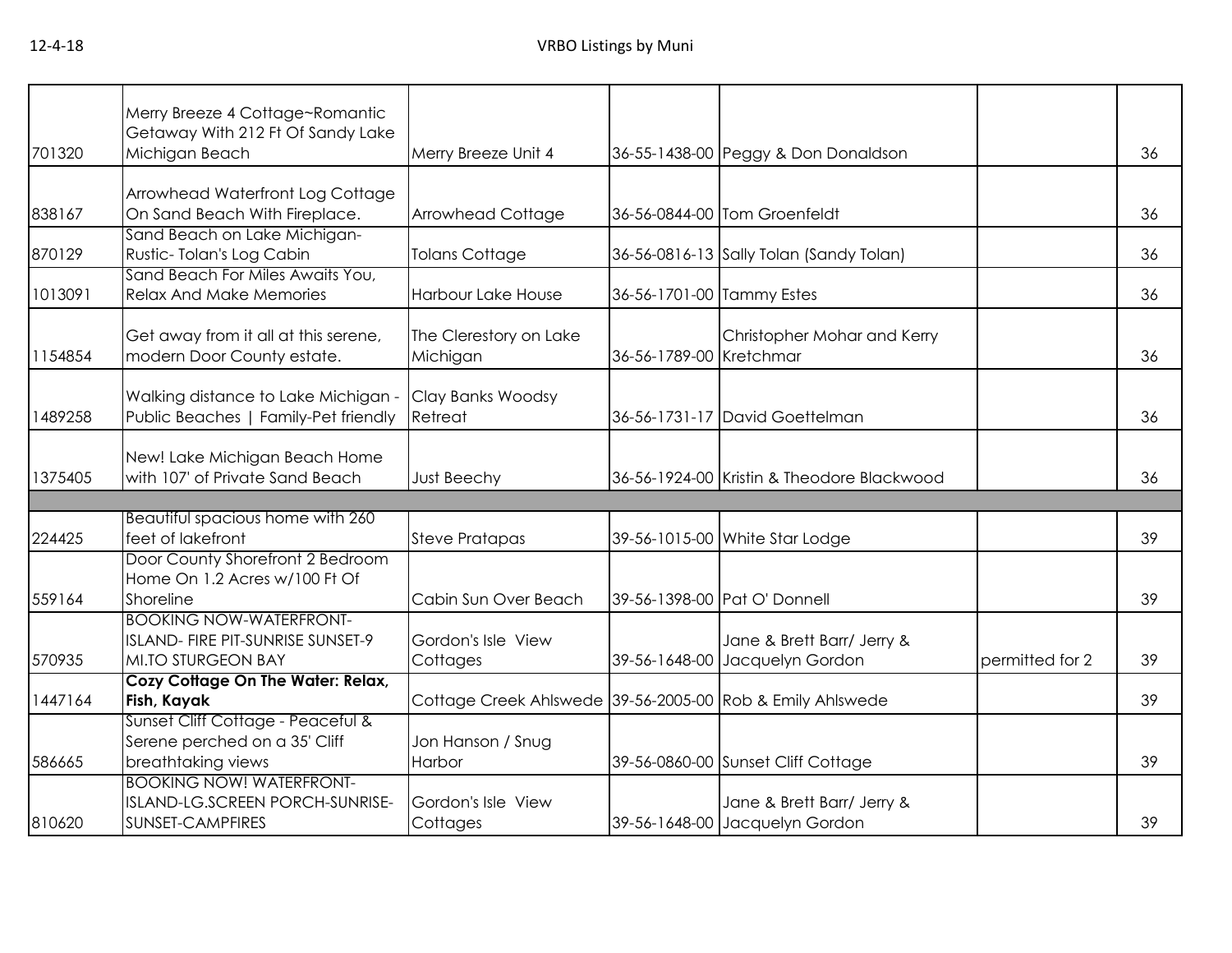| | | | | | | |
|---|---|---|---|---|---|---|
| 701320 | Merry Breeze 4 Cottage~Romantic Getaway With 212 Ft Of Sandy Lake Michigan Beach | Merry Breeze Unit 4 | 36-55-1438-00 | Peggy & Don Donaldson | | 36 |
| 838167 | Arrowhead Waterfront Log Cottage On Sand Beach With Fireplace. | Arrowhead Cottage | 36-56-0844-00 | Tom Groenfeldt | | 36 |
| 870129 | Sand Beach on Lake Michigan-Rustic- Tolan's Log Cabin | Tolans Cottage | 36-56-0816-13 | Sally Tolan (Sandy Tolan) | | 36 |
| 1013091 | Sand Beach For Miles Awaits You, Relax And Make Memories | Harbour Lake House | 36-56-1701-00 | Tammy Estes | | 36 |
| 1154854 | Get away from it all at this serene, modern Door County estate. | The Clerestory on Lake Michigan | 36-56-1789-00 | Christopher Mohar and Kerry Kretchmar | | 36 |
| 1489258 | Walking distance to Lake Michigan - Public Beaches \| Family-Pet friendly | Clay Banks Woodsy Retreat | 36-56-1731-17 | David Goettelman | | 36 |
| 1375405 | New! Lake Michigan Beach Home with 107' of Private Sand Beach | Just Beechy | 36-56-1924-00 | Kristin & Theodore Blackwood | | 36 |
| | | | | | | |
| 224425 | Beautiful spacious home with 260 feet of lakefront | Steve Pratapas | 39-56-1015-00 | White Star Lodge | | 39 |
| 559164 | Door County Shorefront 2 Bedroom Home On 1.2 Acres w/100 Ft Of Shoreline | Cabin Sun Over Beach | 39-56-1398-00 | Pat O' Donnell | | 39 |
| 570935 | BOOKING NOW-WATERFRONT-ISLAND- FIRE PIT-SUNRISE SUNSET-9 MI.TO STURGEON BAY | Gordon's Isle View Cottages | 39-56-1648-00 | Jane & Brett Barr/ Jerry & Jacquelyn Gordon | permitted for 2 | 39 |
| 1447164 | **Cozy Cottage On The Water: Relax, Fish, Kayak** | Cottage Creek Ahlswede | 39-56-2005-00 | Rob & Emily Ahlswede | | 39 |
| 586665 | Sunset Cliff Cottage - Peaceful & Serene perched on a 35' Cliff breathtaking views | Jon Hanson / Snug Harbor | 39-56-0860-00 | Sunset Cliff Cottage | | 39 |
| 810620 | BOOKING NOW! WATERFRONT-ISLAND-LG.SCREEN PORCH-SUNRISE-SUNSET-CAMPFIRES | Gordon's Isle View Cottages | 39-56-1648-00 | Jane & Brett Barr/ Jerry & Jacquelyn Gordon | | 39 |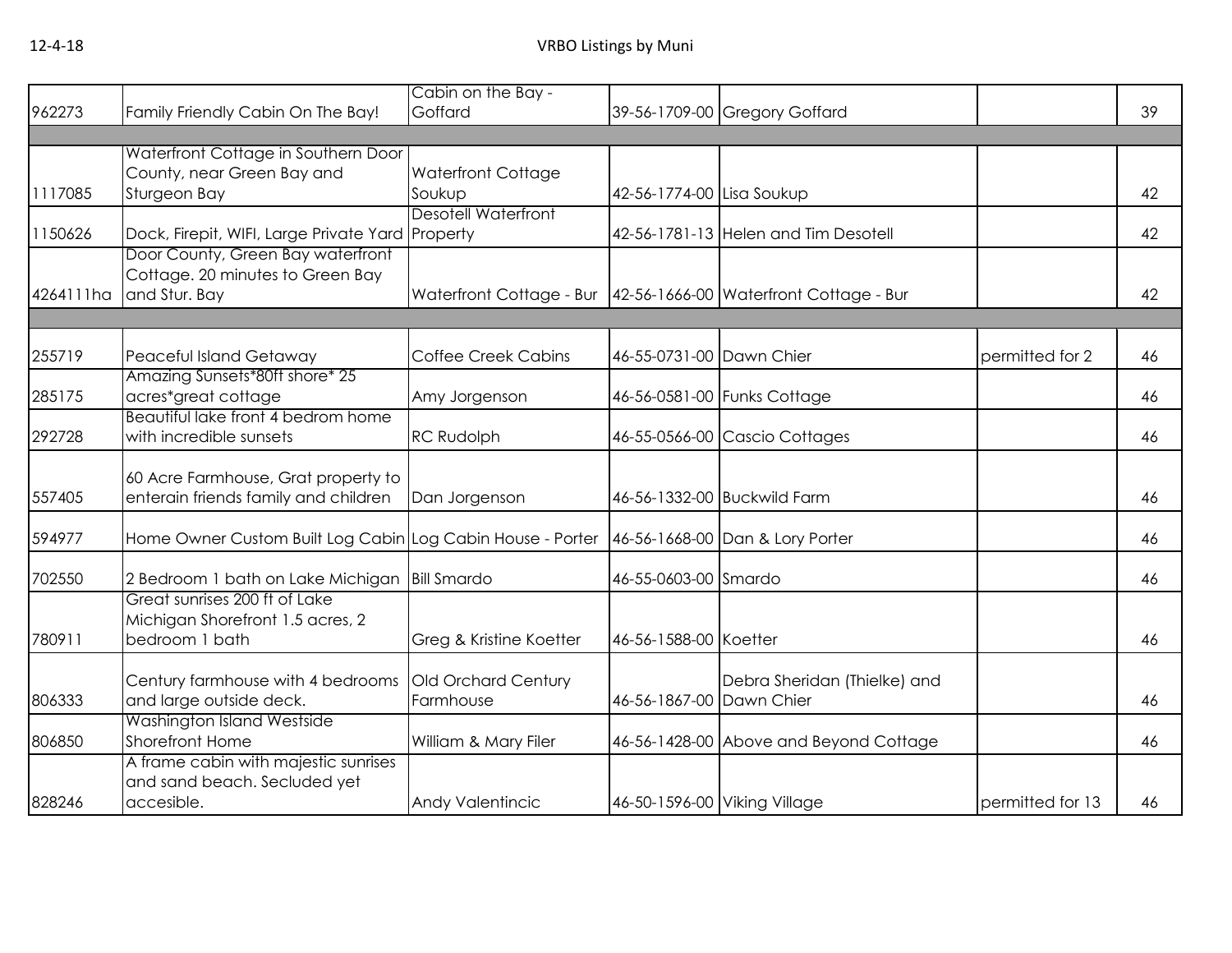| | | | | | | |
|---|---|---|---|---|---|---|
| 962273 | Family Friendly Cabin On The Bay! | Cabin on the Bay - Goffard | 39-56-1709-00 | Gregory Goffard | | 39 |
| | | | | | | |
| 1117085 | Waterfront Cottage in Southern Door County, near Green Bay and Sturgeon Bay | Waterfront Cottage Soukup | 42-56-1774-00 | Lisa Soukup | | 42 |
| 1150626 | Dock, Firepit, WIFI, Large Private Yard | Desotell Waterfront Property | 42-56-1781-13 | Helen and Tim Desotell | | 42 |
| 4264111ha | Door County, Green Bay waterfront Cottage. 20 minutes to Green Bay and Stur. Bay | Waterfront Cottage - Bur | 42-56-1666-00 | Waterfront Cottage - Bur | | 42 |
| | | | | | | |
| 255719 | Peaceful Island Getaway | Coffee Creek Cabins | 46-55-0731-00 | Dawn Chier | permitted for 2 | 46 |
| 285175 | Amazing Sunsets*80ft shore* 25 acres*great cottage | Amy Jorgenson | 46-56-0581-00 | Funks Cottage | | 46 |
| 292728 | Beautiful lake front 4 bedrom home with incredible sunsets | RC Rudolph | 46-55-0566-00 | Cascio Cottages | | 46 |
| 557405 | 60 Acre Farmhouse, Grat property to enterain friends family and children | Dan Jorgenson | 46-56-1332-00 | Buckwild Farm | | 46 |
| 594977 | Home Owner Custom Built Log Cabin | Log Cabin House - Porter | 46-56-1668-00 | Dan & Lory Porter | | 46 |
| 702550 | 2 Bedroom 1 bath on Lake Michigan | Bill Smardo | 46-55-0603-00 | Smardo | | 46 |
| 780911 | Great sunrises 200 ft of Lake Michigan Shorefront 1.5 acres, 2 bedroom 1 bath | Greg & Kristine Koetter | 46-56-1588-00 | Koetter | | 46 |
| 806333 | Century farmhouse with 4 bedrooms and large outside deck. | Old Orchard Century Farmhouse | 46-56-1867-00 | Debra Sheridan (Thielke) and Dawn Chier | | 46 |
| 806850 | Washington Island Westside Shorefront Home | William & Mary Filer | 46-56-1428-00 | Above and Beyond Cottage | | 46 |
| 828246 | A frame cabin with majestic sunrises and sand beach. Secluded yet accesible. | Andy Valentincic | 46-50-1596-00 | Viking Village | permitted for 13 | 46 |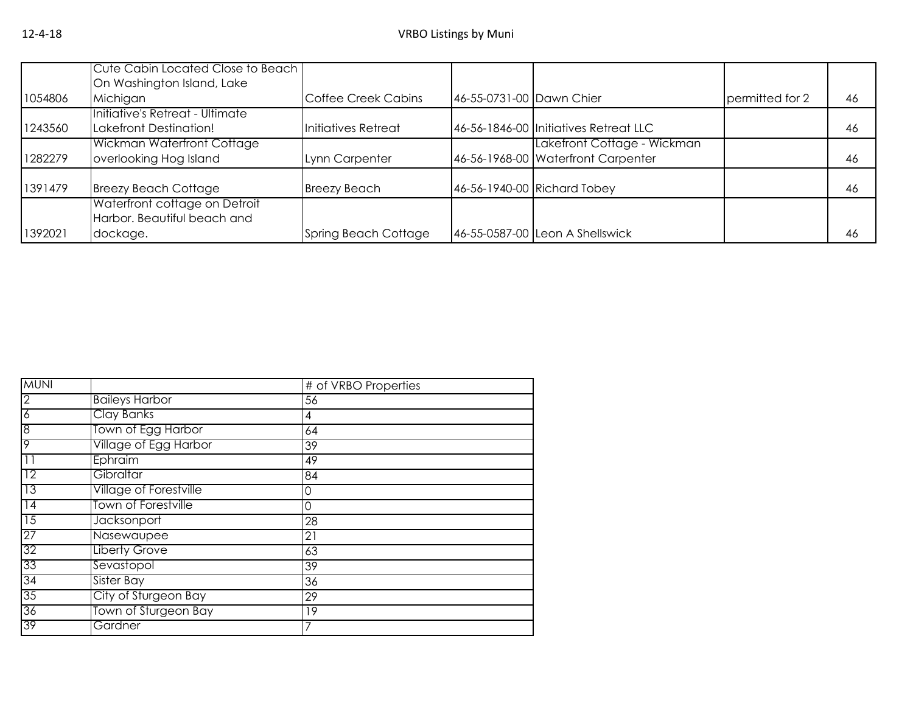| | | | | | | |
|---|---|---|---|---|---|---|
| 1054806 | Cute Cabin Located Close to Beach On Washington Island, Lake Michigan | Coffee Creek Cabins | 46-55-0731-00 | Dawn Chier | permitted for 2 | 46 |
| 1243560 | Initiative's Retreat - Ultimate Lakefront Destination! | Initiatives Retreat | 46-56-1846-00 | Initiatives Retreat LLC | | 46 |
| 1282279 | Wickman Waterfront Cottage overlooking Hog Island | Lynn Carpenter | 46-56-1968-00 | Lakefront Cottage - Wickman Waterfront Carpenter | | 46 |
| 1391479 | Breezy Beach Cottage | Breezy Beach | 46-56-1940-00 | Richard Tobey | | 46 |
| 1392021 | Waterfront cottage on Detroit Harbor. Beautiful beach and dockage. | Spring Beach Cottage | 46-55-0587-00 | Leon A Shellswick | | 46 |

| MUNI | | # of VRBO Properties |
|---|---|---|
| 2 | Baileys Harbor | 56 |
| 6 | Clay Banks | 4 |
| 8 | Town of Egg Harbor | 64 |
| 9 | Village of Egg Harbor | 39 |
| 11 | Ephraim | 49 |
| 12 | Gibraltar | 84 |
| 13 | Village of Forestville | 0 |
| 14 | Town of Forestville | 0 |
| 15 | Jacksonport | 28 |
| 27 | Nasewaupee | 21 |
| 32 | Liberty Grove | 63 |
| 33 | Sevastopol | 39 |
| 34 | Sister Bay | 36 |
| 35 | City of Sturgeon Bay | 29 |
| 36 | Town of Sturgeon Bay | 19 |
| 39 | Gardner | 7 |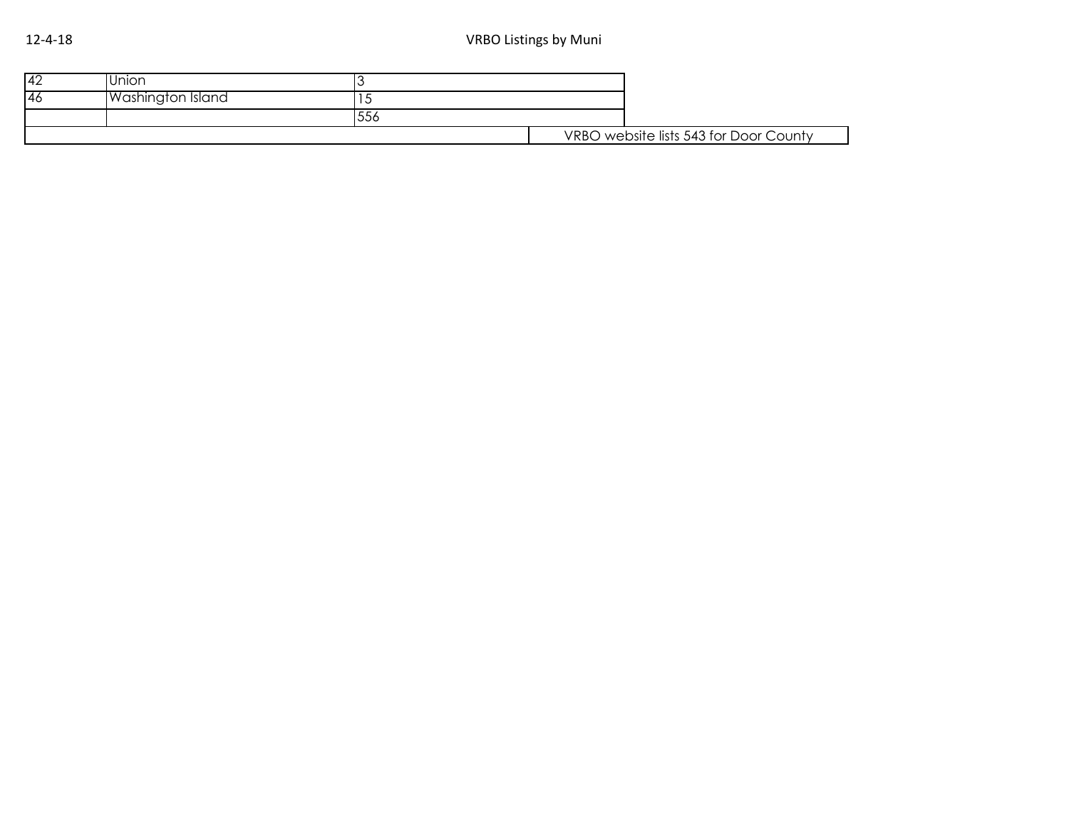| | | | |
|---|---|---|---|
| 42 | Union | 3 | |
| 46 | Washington Island | 15 | |
| | | 556 | |
| | | | VRBO website lists 543 for Door County |